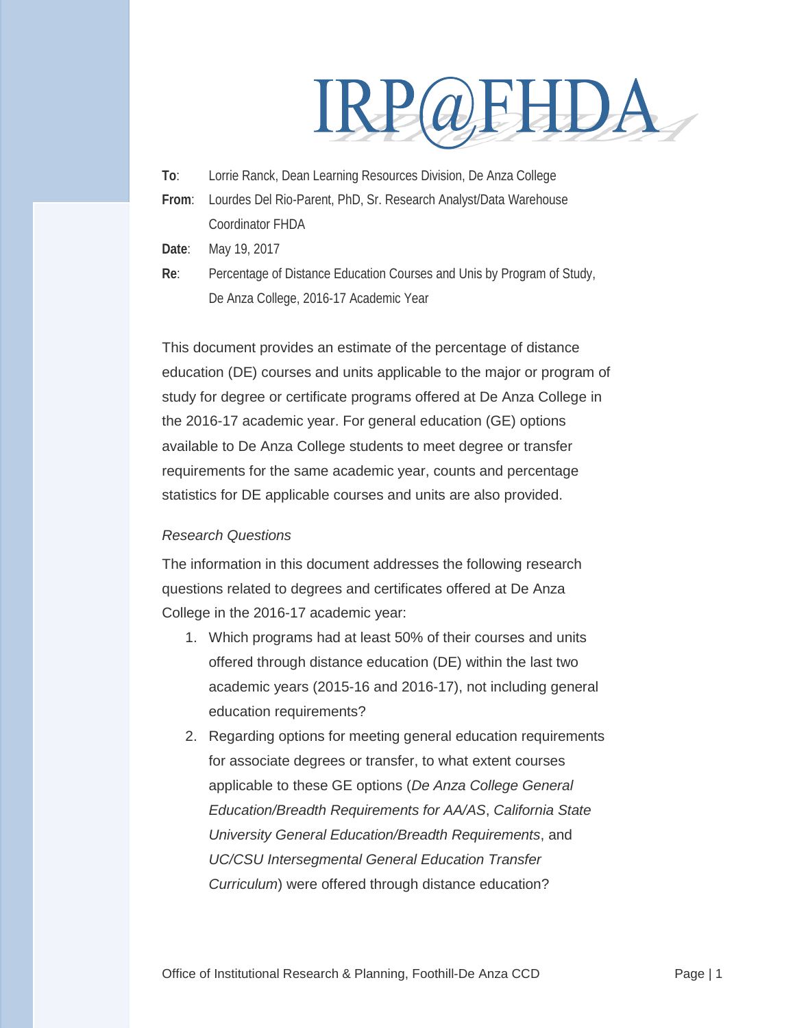# IRP@FHDA

**To**: Lorrie Ranck, Dean Learning Resources Division, De Anza College

**From**: Lourdes Del Rio-Parent, PhD, Sr. Research Analyst/Data Warehouse Coordinator FHDA

**Date**: May 19, 2017

**Re**: Percentage of Distance Education Courses and Unis by Program of Study, De Anza College, 2016-17 Academic Year

This document provides an estimate of the percentage of distance education (DE) courses and units applicable to the major or program of study for degree or certificate programs offered at De Anza College in the 2016-17 academic year. For general education (GE) options available to De Anza College students to meet degree or transfer requirements for the same academic year, counts and percentage statistics for DE applicable courses and units are also provided.

*Research Questions*

The information in this document addresses the following research questions related to degrees and certificates offered at De Anza College in the 2016-17 academic year:

1. Which programs had at least 50% of their courses and units offered through distance education (DE) within the last two academic years (2015-16 and 2016-17), not including general education requirements?
2. Regarding options for meeting general education requirements for associate degrees or transfer, to what extent courses applicable to these GE options (*De Anza College General Education/Breadth Requirements for AA/AS*, *California State University General Education/Breadth Requirements*, and *UC/CSU Intersegmental General Education Transfer Curriculum*) were offered through distance education?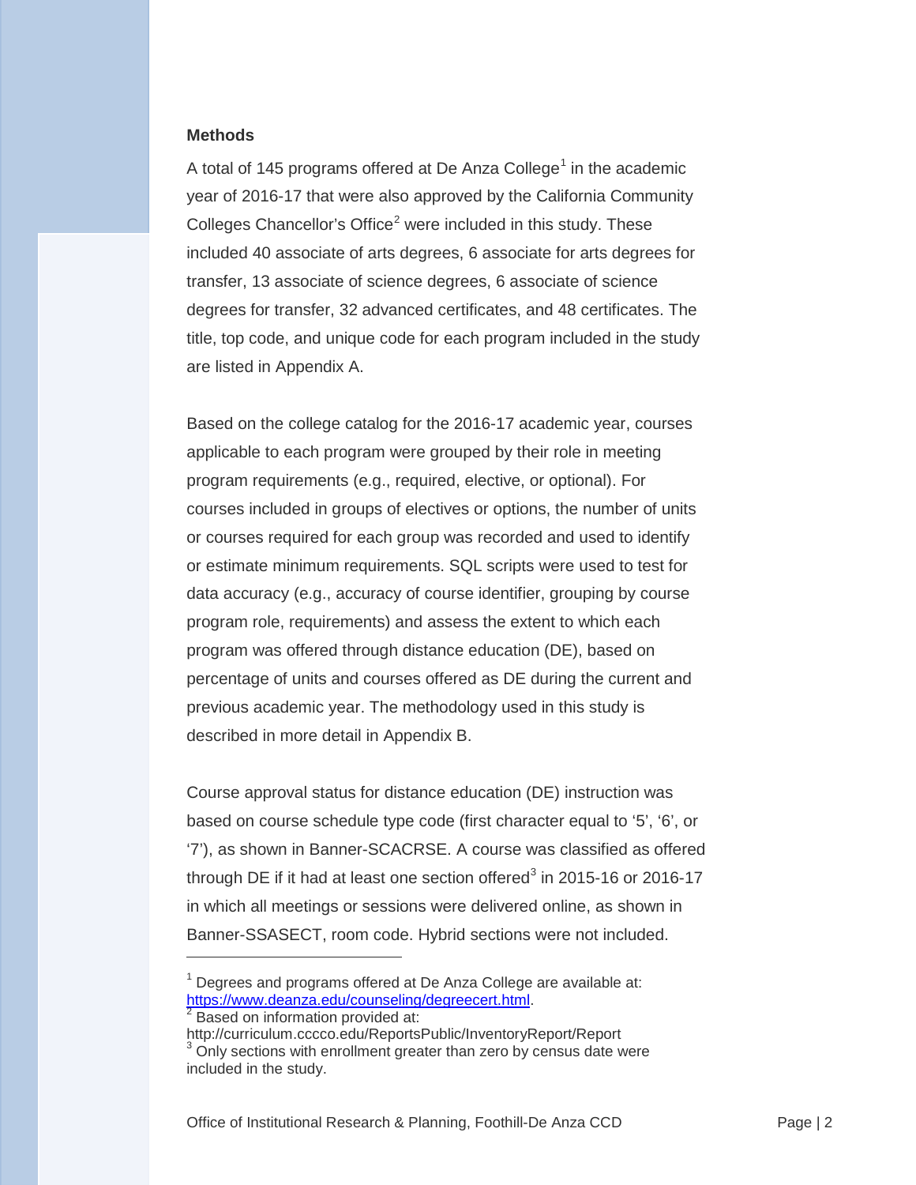## Methods

A total of 145 programs offered at De Anza College[1] in the academic year of 2016-17 that were also approved by the California Community Colleges Chancellor's Office[2] were included in this study. These included 40 associate of arts degrees, 6 associate for arts degrees for transfer, 13 associate of science degrees, 6 associate of science degrees for transfer, 32 advanced certificates, and 48 certificates. The title, top code, and unique code for each program included in the study are listed in Appendix A.

Based on the college catalog for the 2016-17 academic year, courses applicable to each program were grouped by their role in meeting program requirements (e.g., required, elective, or optional). For courses included in groups of electives or options, the number of units or courses required for each group was recorded and used to identify or estimate minimum requirements. SQL scripts were used to test for data accuracy (e.g., accuracy of course identifier, grouping by course program role, requirements) and assess the extent to which each program was offered through distance education (DE), based on percentage of units and courses offered as DE during the current and previous academic year. The methodology used in this study is described in more detail in Appendix B.

Course approval status for distance education (DE) instruction was based on course schedule type code (first character equal to '5', '6', or '7'), as shown in Banner-SCACRSE. A course was classified as offered through DE if it had at least one section offered[3] in 2015-16 or 2016-17 in which all meetings or sessions were delivered online, as shown in Banner-SSASECT, room code. Hybrid sections were not included.

---

[1] Degrees and programs offered at De Anza College are available at: https://www.deanza.edu/counseling/degreecert.html.

[2] Based on information provided at: http://curriculum.cccco.edu/ReportsPublic/InventoryReport/Report

[3] Only sections with enrollment greater than zero by census date were included in the study.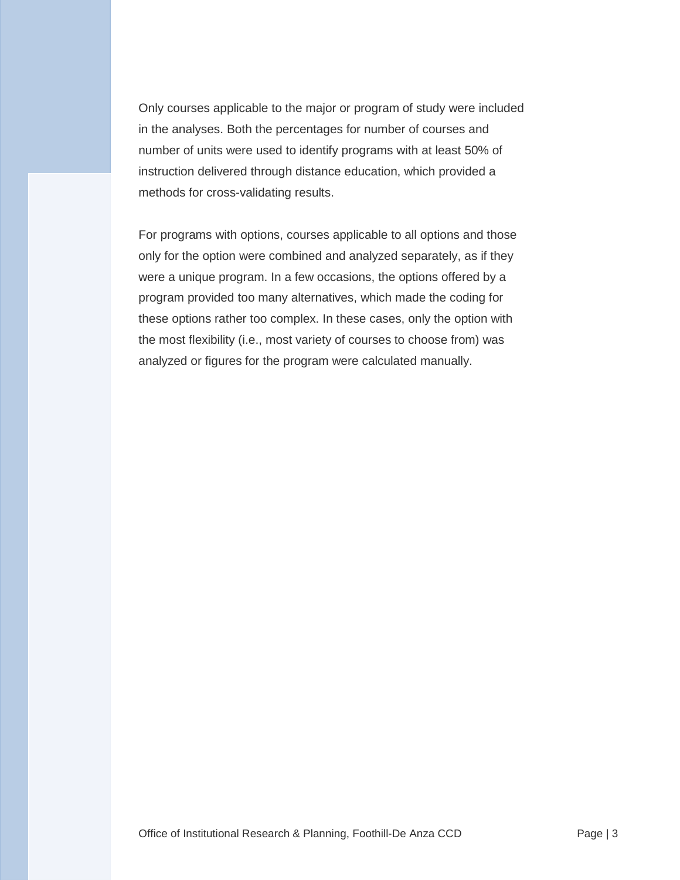Only courses applicable to the major or program of study were included in the analyses. Both the percentages for number of courses and number of units were used to identify programs with at least 50% of instruction delivered through distance education, which provided a methods for cross-validating results.

For programs with options, courses applicable to all options and those only for the option were combined and analyzed separately, as if they were a unique program. In a few occasions, the options offered by a program provided too many alternatives, which made the coding for these options rather too complex. In these cases, only the option with the most flexibility (i.e., most variety of courses to choose from) was analyzed or figures for the program were calculated manually.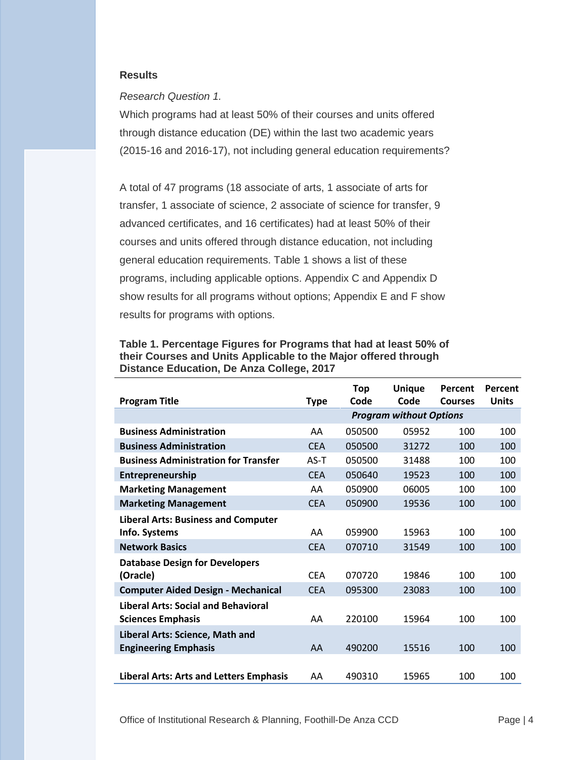### Results

*Research Question 1.*

Which programs had at least 50% of their courses and units offered through distance education (DE) within the last two academic years (2015-16 and 2016-17), not including general education requirements?

A total of 47 programs (18 associate of arts, 1 associate of arts for transfer, 1 associate of science, 2 associate of science for transfer, 9 advanced certificates, and 16 certificates) had at least 50% of their courses and units offered through distance education, not including general education requirements. Table 1 shows a list of these programs, including applicable options. Appendix C and Appendix D show results for all programs without options; Appendix E and F show results for programs with options.

**Table 1. Percentage Figures for Programs that had at least 50% of their Courses and Units Applicable to the Major offered through Distance Education, De Anza College, 2017**

| Program Title | Type | Top Code | Unique Code | Percent Courses | Percent Units |
|---|---|---|---|---|---|
| | | ***Program without Options*** | | | |
| **Business Administration** | AA | 050500 | 05952 | 100 | 100 |
| **Business Administration** | CEA | 050500 | 31272 | 100 | 100 |
| **Business Administration for Transfer** | AS-T | 050500 | 31488 | 100 | 100 |
| **Entrepreneurship** | CEA | 050640 | 19523 | 100 | 100 |
| **Marketing Management** | AA | 050900 | 06005 | 100 | 100 |
| **Marketing Management** | CEA | 050900 | 19536 | 100 | 100 |
| **Liberal Arts: Business and Computer Info. Systems** | AA | 059900 | 15963 | 100 | 100 |
| **Network Basics** | CEA | 070710 | 31549 | 100 | 100 |
| **Database Design for Developers (Oracle)** | CEA | 070720 | 19846 | 100 | 100 |
| **Computer Aided Design - Mechanical** | CEA | 095300 | 23083 | 100 | 100 |
| **Liberal Arts: Social and Behavioral Sciences Emphasis** | AA | 220100 | 15964 | 100 | 100 |
| **Liberal Arts: Science, Math and Engineering Emphasis** | AA | 490200 | 15516 | 100 | 100 |
| **Liberal Arts: Arts and Letters Emphasis** | AA | 490310 | 15965 | 100 | 100 |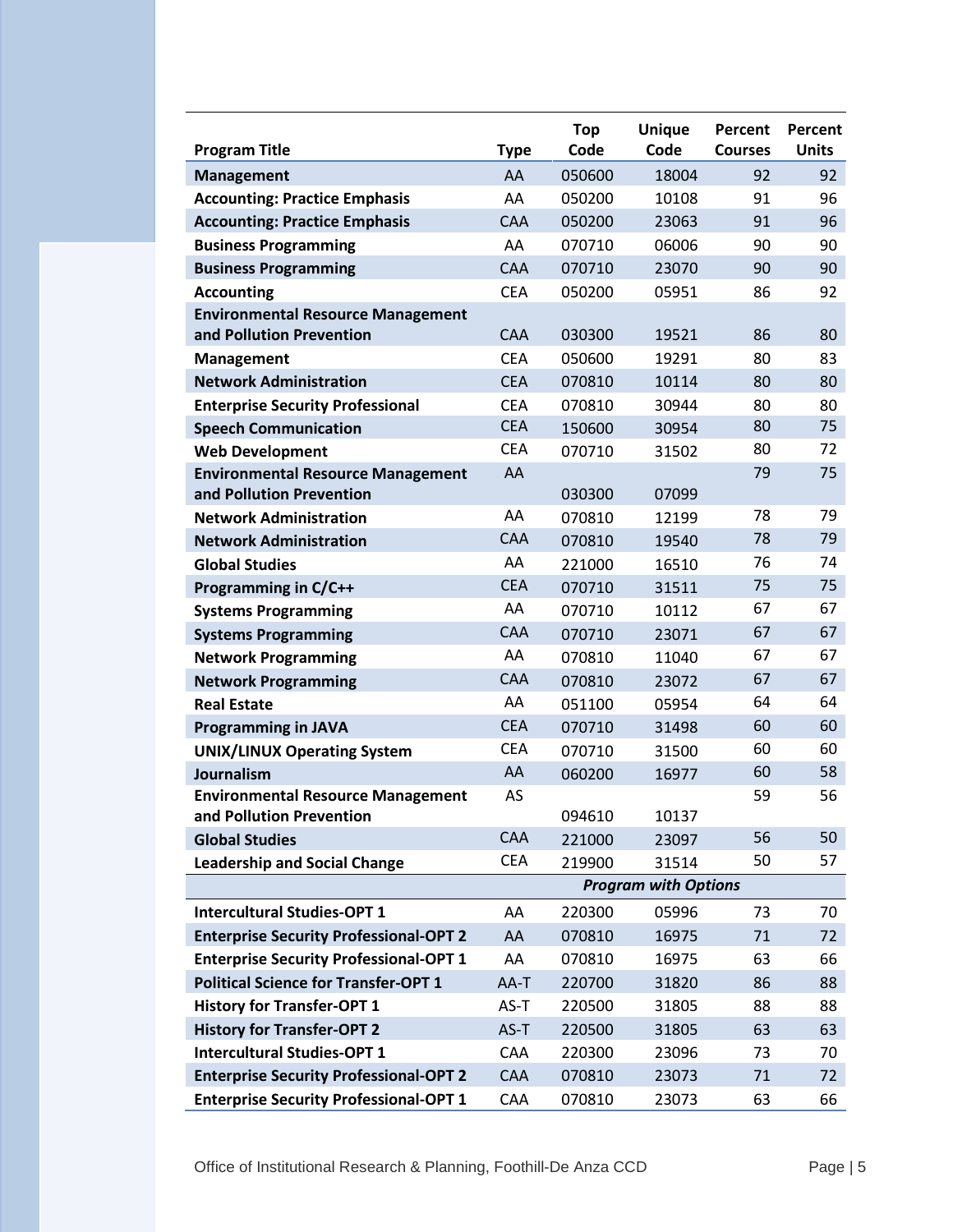| Program Title | Type | Top Code | Unique Code | Percent Courses | Percent Units |
|---|---|---|---|---|---|
| **Management** | AA | 050600 | 18004 | 92 | 92 |
| **Accounting: Practice Emphasis** | AA | 050200 | 10108 | 91 | 96 |
| **Accounting: Practice Emphasis** | CAA | 050200 | 23063 | 91 | 96 |
| **Business Programming** | AA | 070710 | 06006 | 90 | 90 |
| **Business Programming** | CAA | 070710 | 23070 | 90 | 90 |
| **Accounting** | CEA | 050200 | 05951 | 86 | 92 |
| **Environmental Resource Management and Pollution Prevention** | CAA | 030300 | 19521 | 86 | 80 |
| **Management** | CEA | 050600 | 19291 | 80 | 83 |
| **Network Administration** | CEA | 070810 | 10114 | 80 | 80 |
| **Enterprise Security Professional** | CEA | 070810 | 30944 | 80 | 80 |
| **Speech Communication** | CEA | 150600 | 30954 | 80 | 75 |
| **Web Development** | CEA | 070710 | 31502 | 80 | 72 |
| **Environmental Resource Management and Pollution Prevention** | AA | 030300 | 07099 | 79 | 75 |
| **Network Administration** | AA | 070810 | 12199 | 78 | 79 |
| **Network Administration** | CAA | 070810 | 19540 | 78 | 79 |
| **Global Studies** | AA | 221000 | 16510 | 76 | 74 |
| **Programming in C/C++** | CEA | 070710 | 31511 | 75 | 75 |
| **Systems Programming** | AA | 070710 | 10112 | 67 | 67 |
| **Systems Programming** | CAA | 070710 | 23071 | 67 | 67 |
| **Network Programming** | AA | 070810 | 11040 | 67 | 67 |
| **Network Programming** | CAA | 070810 | 23072 | 67 | 67 |
| **Real Estate** | AA | 051100 | 05954 | 64 | 64 |
| **Programming in JAVA** | CEA | 070710 | 31498 | 60 | 60 |
| **UNIX/LINUX Operating System** | CEA | 070710 | 31500 | 60 | 60 |
| **Journalism** | AA | 060200 | 16977 | 60 | 58 |
| **Environmental Resource Management and Pollution Prevention** | AS | 094610 | 10137 | 59 | 56 |
| **Global Studies** | CAA | 221000 | 23097 | 56 | 50 |
| **Leadership and Social Change** | CEA | 219900 | 31514 | 50 | 57 |
| | | ***Program with Options*** | | | |
| **Intercultural Studies-OPT 1** | AA | 220300 | 05996 | 73 | 70 |
| **Enterprise Security Professional-OPT 2** | AA | 070810 | 16975 | 71 | 72 |
| **Enterprise Security Professional-OPT 1** | AA | 070810 | 16975 | 63 | 66 |
| **Political Science for Transfer-OPT 1** | AA-T | 220700 | 31820 | 86 | 88 |
| **History for Transfer-OPT 1** | AS-T | 220500 | 31805 | 88 | 88 |
| **History for Transfer-OPT 2** | AS-T | 220500 | 31805 | 63 | 63 |
| **Intercultural Studies-OPT 1** | CAA | 220300 | 23096 | 73 | 70 |
| **Enterprise Security Professional-OPT 2** | CAA | 070810 | 23073 | 71 | 72 |
| **Enterprise Security Professional-OPT 1** | CAA | 070810 | 23073 | 63 | 66 |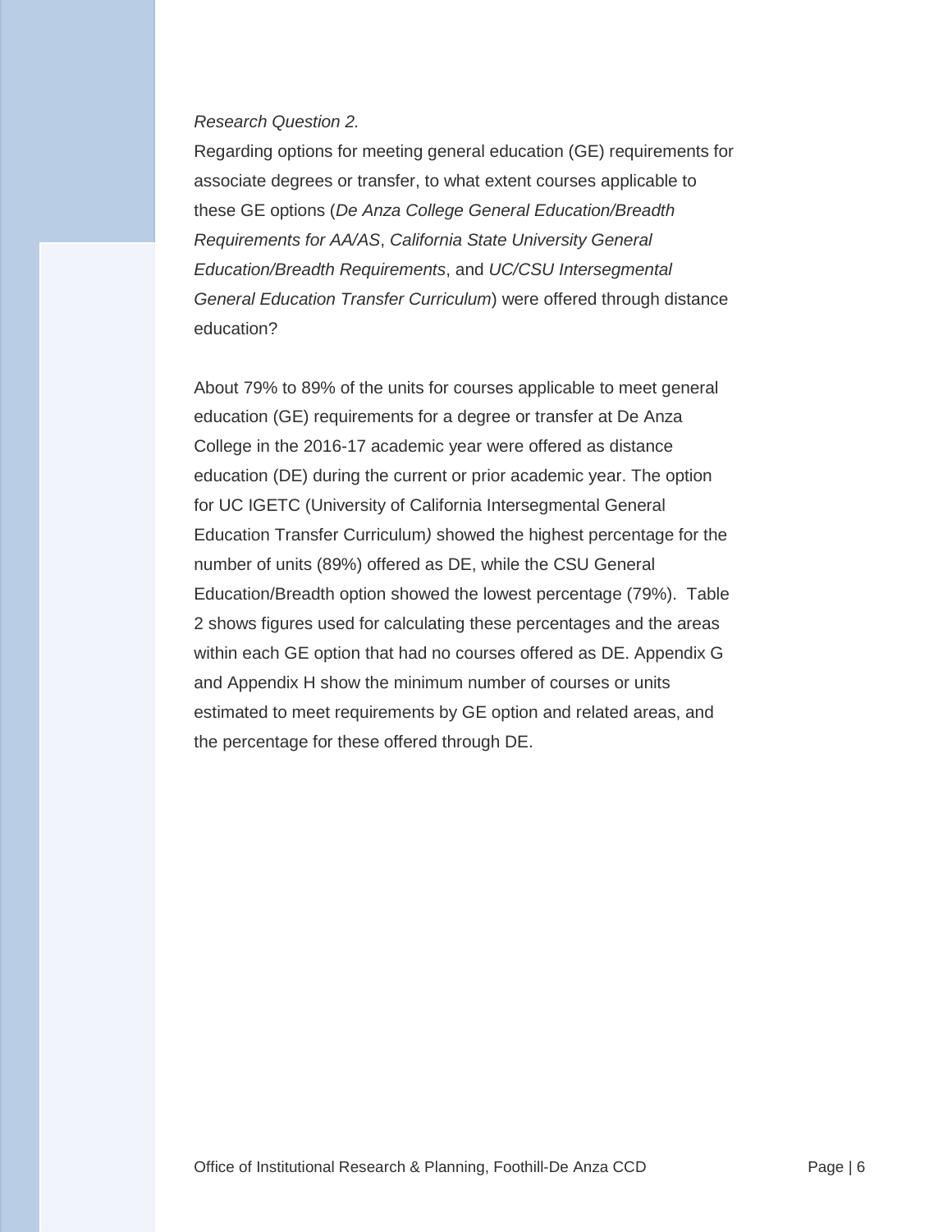*Research Question 2.*

Regarding options for meeting general education (GE) requirements for associate degrees or transfer, to what extent courses applicable to these GE options (*De Anza College General Education/Breadth Requirements for AA/AS*, *California State University General Education/Breadth Requirements*, and *UC/CSU Intersegmental General Education Transfer Curriculum*) were offered through distance education?

About 79% to 89% of the units for courses applicable to meet general education (GE) requirements for a degree or transfer at De Anza College in the 2016-17 academic year were offered as distance education (DE) during the current or prior academic year. The option for UC IGETC (University of California Intersegmental General Education Transfer Curriculum*)* showed the highest percentage for the number of units (89%) offered as DE, while the CSU General Education/Breadth option showed the lowest percentage (79%). Table 2 shows figures used for calculating these percentages and the areas within each GE option that had no courses offered as DE. Appendix G and Appendix H show the minimum number of courses or units estimated to meet requirements by GE option and related areas, and the percentage for these offered through DE.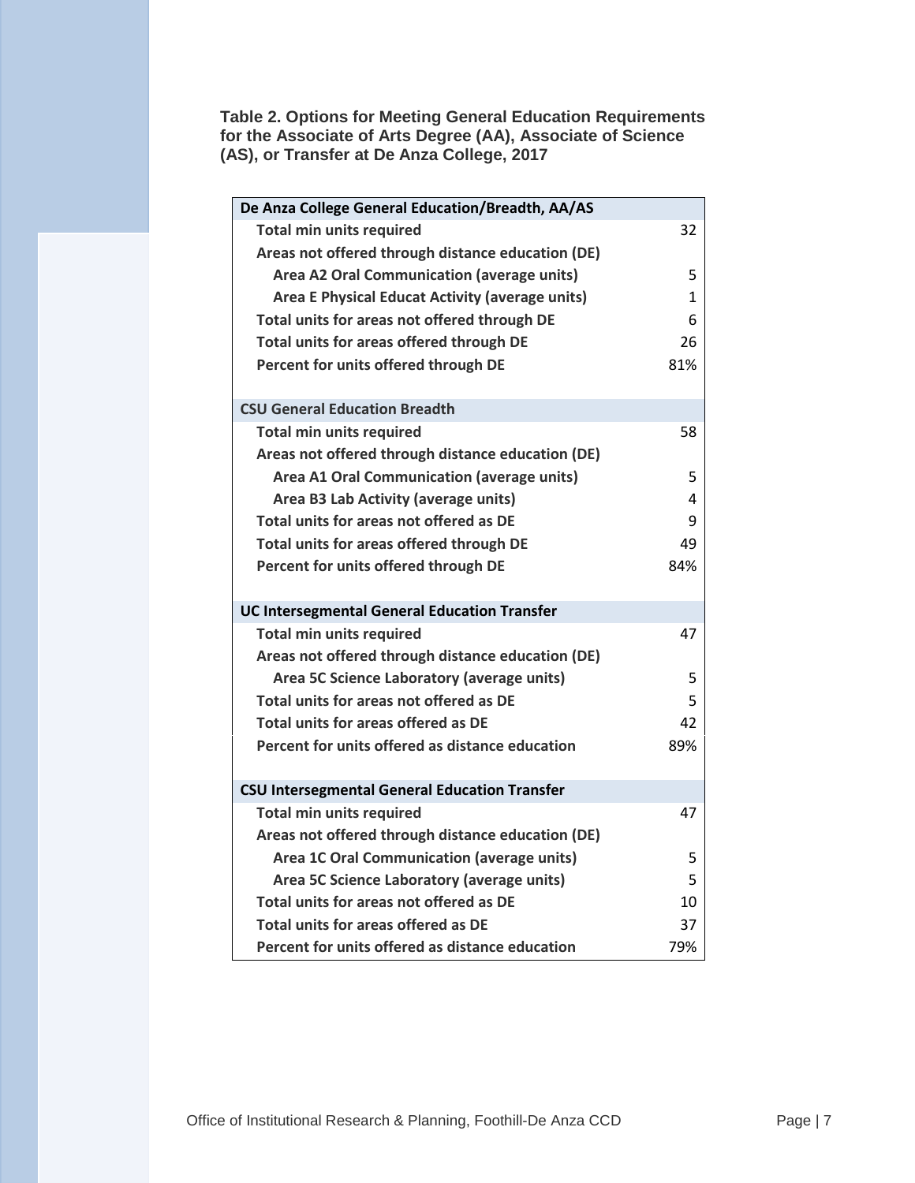**Table 2. Options for Meeting General Education Requirements for the Associate of Arts Degree (AA), Associate of Science (AS), or Transfer at De Anza College, 2017**

| De Anza College General Education/Breadth, AA/AS | |
|---|---|
| Total min units required | 32 |
| Areas not offered through distance education (DE) | |
| Area A2 Oral Communication (average units) | 5 |
| Area E Physical Educat Activity (average units) | 1 |
| Total units for areas not offered through DE | 6 |
| Total units for areas offered through DE | 26 |
| Percent for units offered through DE | 81% |
| | |
| **CSU General Education Breadth** | |
| Total min units required | 58 |
| Areas not offered through distance education (DE) | |
| Area A1 Oral Communication (average units) | 5 |
| Area B3 Lab Activity (average units) | 4 |
| Total units for areas not offered as DE | 9 |
| Total units for areas offered through DE | 49 |
| Percent for units offered through DE | 84% |
| | |
| **UC Intersegmental General Education Transfer** | |
| Total min units required | 47 |
| Areas not offered through distance education (DE) | |
| Area 5C Science Laboratory (average units) | 5 |
| Total units for areas not offered as DE | 5 |
| Total units for areas offered as DE | 42 |
| Percent for units offered as distance education | 89% |
| | |
| **CSU Intersegmental General Education Transfer** | |
| Total min units required | 47 |
| Areas not offered through distance education (DE) | |
| Area 1C Oral Communication (average units) | 5 |
| Area 5C Science Laboratory (average units) | 5 |
| Total units for areas not offered as DE | 10 |
| Total units for areas offered as DE | 37 |
| Percent for units offered as distance education | 79% |

Office of Institutional Research & Planning, Foothill-De Anza CCD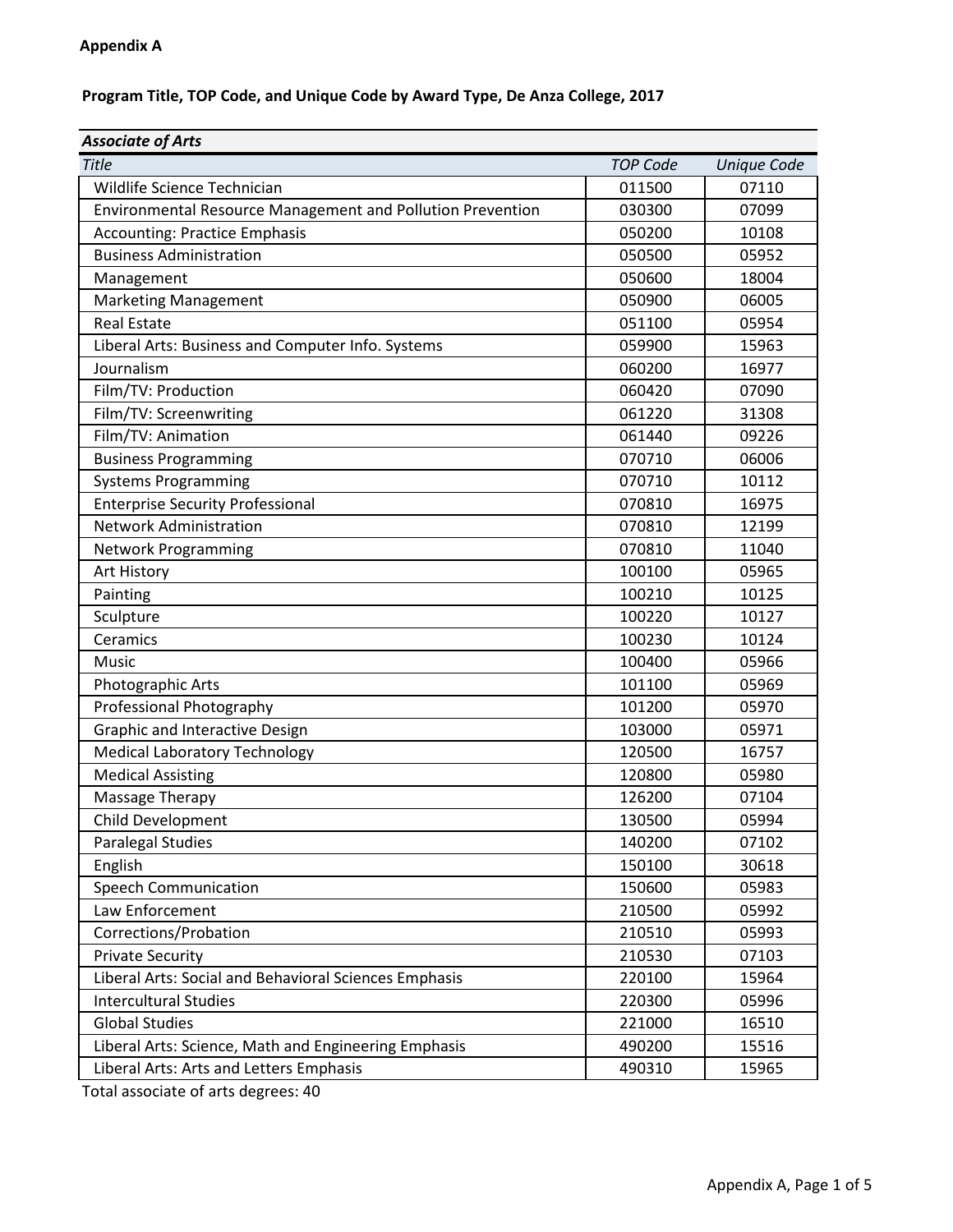**Appendix A**

**Program Title, TOP Code, and Unique Code by Award Type, De Anza College, 2017**

| ***Associate of Arts*** | | |
|---|---|---|
| *Title* | *TOP Code* | *Unique Code* |
| Wildlife Science Technician | 011500 | 07110 |
| Environmental Resource Management and Pollution Prevention | 030300 | 07099 |
| Accounting: Practice Emphasis | 050200 | 10108 |
| Business Administration | 050500 | 05952 |
| Management | 050600 | 18004 |
| Marketing Management | 050900 | 06005 |
| Real Estate | 051100 | 05954 |
| Liberal Arts: Business and Computer Info. Systems | 059900 | 15963 |
| Journalism | 060200 | 16977 |
| Film/TV: Production | 060420 | 07090 |
| Film/TV: Screenwriting | 061220 | 31308 |
| Film/TV: Animation | 061440 | 09226 |
| Business Programming | 070710 | 06006 |
| Systems Programming | 070710 | 10112 |
| Enterprise Security Professional | 070810 | 16975 |
| Network Administration | 070810 | 12199 |
| Network Programming | 070810 | 11040 |
| Art History | 100100 | 05965 |
| Painting | 100210 | 10125 |
| Sculpture | 100220 | 10127 |
| Ceramics | 100230 | 10124 |
| Music | 100400 | 05966 |
| Photographic Arts | 101100 | 05969 |
| Professional Photography | 101200 | 05970 |
| Graphic and Interactive Design | 103000 | 05971 |
| Medical Laboratory Technology | 120500 | 16757 |
| Medical Assisting | 120800 | 05980 |
| Massage Therapy | 126200 | 07104 |
| Child Development | 130500 | 05994 |
| Paralegal Studies | 140200 | 07102 |
| English | 150100 | 30618 |
| Speech Communication | 150600 | 05983 |
| Law Enforcement | 210500 | 05992 |
| Corrections/Probation | 210510 | 05993 |
| Private Security | 210530 | 07103 |
| Liberal Arts: Social and Behavioral Sciences Emphasis | 220100 | 15964 |
| Intercultural Studies | 220300 | 05996 |
| Global Studies | 221000 | 16510 |
| Liberal Arts: Science, Math and Engineering Emphasis | 490200 | 15516 |
| Liberal Arts: Arts and Letters Emphasis | 490310 | 15965 |

Total associate of arts degrees: 40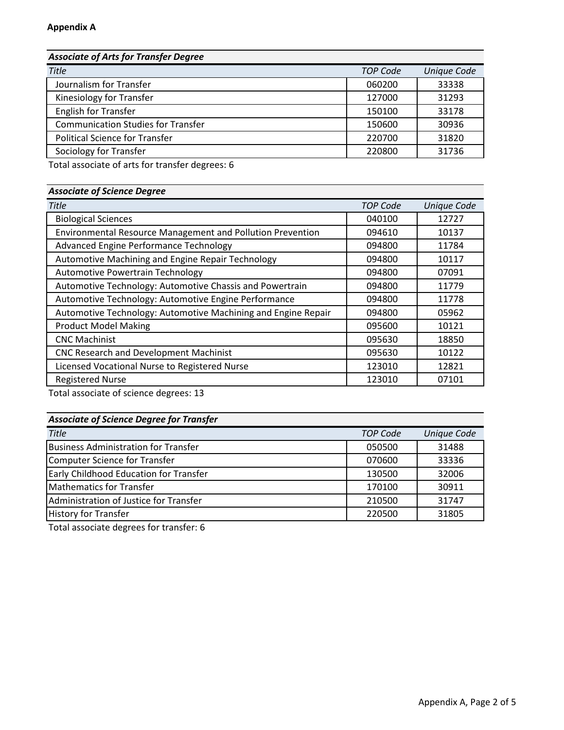**Appendix A**

| *Associate of Arts for Transfer Degree* | | |
|---|---|---|
| *Title* | *TOP Code* | *Unique Code* |
| Journalism for Transfer | 060200 | 33338 |
| Kinesiology for Transfer | 127000 | 31293 |
| English for Transfer | 150100 | 33178 |
| Communication Studies for Transfer | 150600 | 30936 |
| Political Science for Transfer | 220700 | 31820 |
| Sociology for Transfer | 220800 | 31736 |

Total associate of arts for transfer degrees: 6

| *Associate of Science Degree* | | |
|---|---|---|
| *Title* | *TOP Code* | *Unique Code* |
| Biological Sciences | 040100 | 12727 |
| Environmental Resource Management and Pollution Prevention | 094610 | 10137 |
| Advanced Engine Performance Technology | 094800 | 11784 |
| Automotive Machining and Engine Repair Technology | 094800 | 10117 |
| Automotive Powertrain Technology | 094800 | 07091 |
| Automotive Technology: Automotive Chassis and Powertrain | 094800 | 11779 |
| Automotive Technology: Automotive Engine Performance | 094800 | 11778 |
| Automotive Technology: Automotive Machining and Engine Repair | 094800 | 05962 |
| Product Model Making | 095600 | 10121 |
| CNC Machinist | 095630 | 18850 |
| CNC Research and Development Machinist | 095630 | 10122 |
| Licensed Vocational Nurse to Registered Nurse | 123010 | 12821 |
| Registered Nurse | 123010 | 07101 |

Total associate of science degrees: 13

| *Associate of Science Degree for Transfer* | | |
|---|---|---|
| *Title* | *TOP Code* | *Unique Code* |
| Business Administration for Transfer | 050500 | 31488 |
| Computer Science for Transfer | 070600 | 33336 |
| Early Childhood Education for Transfer | 130500 | 32006 |
| Mathematics for Transfer | 170100 | 30911 |
| Administration of Justice for Transfer | 210500 | 31747 |
| History for Transfer | 220500 | 31805 |

Total associate degrees for transfer: 6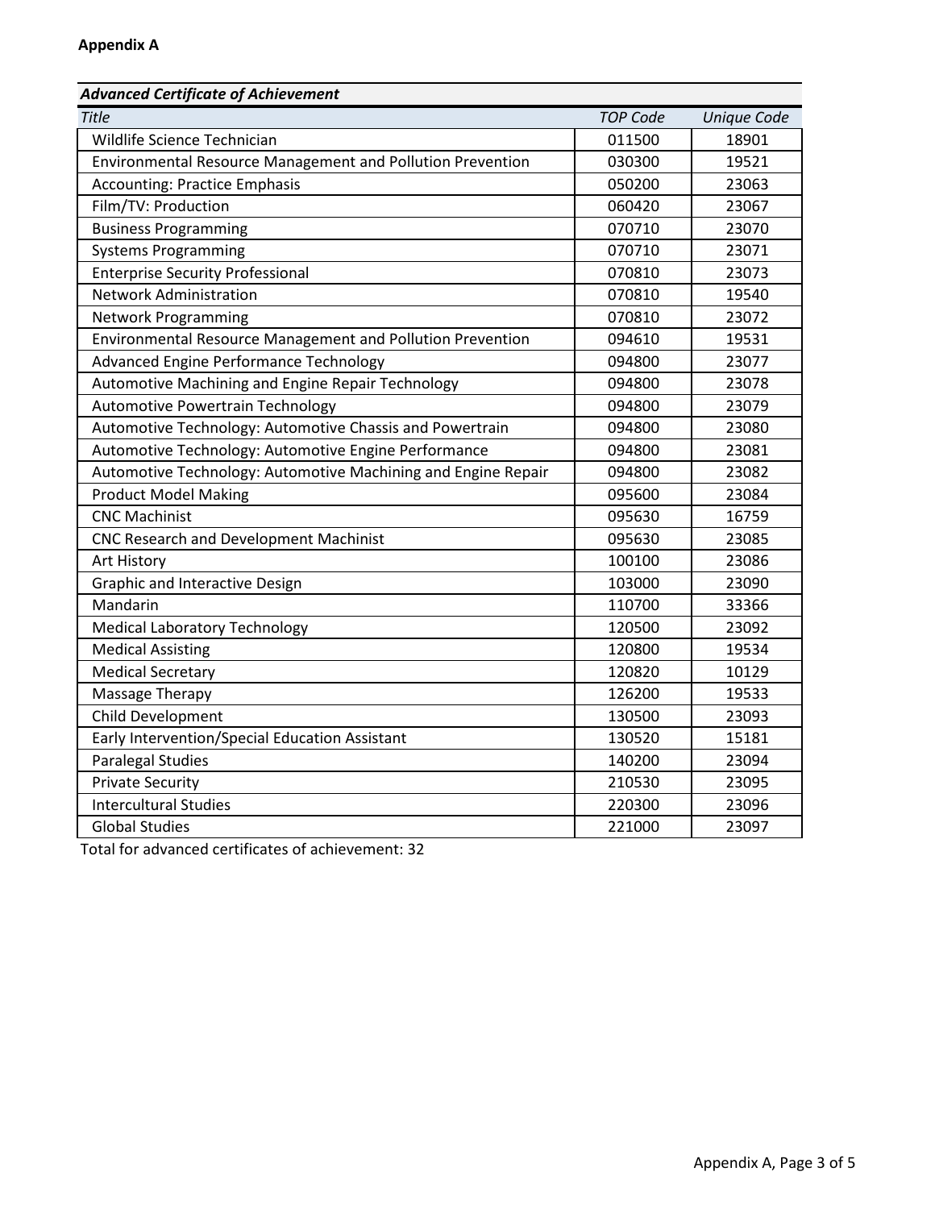**Appendix A**

| *Advanced Certificate of Achievement* | | |
|---|---|---|
| *Title* | *TOP Code* | *Unique Code* |
| Wildlife Science Technician | 011500 | 18901 |
| Environmental Resource Management and Pollution Prevention | 030300 | 19521 |
| Accounting: Practice Emphasis | 050200 | 23063 |
| Film/TV: Production | 060420 | 23067 |
| Business Programming | 070710 | 23070 |
| Systems Programming | 070710 | 23071 |
| Enterprise Security Professional | 070810 | 23073 |
| Network Administration | 070810 | 19540 |
| Network Programming | 070810 | 23072 |
| Environmental Resource Management and Pollution Prevention | 094610 | 19531 |
| Advanced Engine Performance Technology | 094800 | 23077 |
| Automotive Machining and Engine Repair Technology | 094800 | 23078 |
| Automotive Powertrain Technology | 094800 | 23079 |
| Automotive Technology: Automotive Chassis and Powertrain | 094800 | 23080 |
| Automotive Technology: Automotive Engine Performance | 094800 | 23081 |
| Automotive Technology: Automotive Machining and Engine Repair | 094800 | 23082 |
| Product Model Making | 095600 | 23084 |
| CNC Machinist | 095630 | 16759 |
| CNC Research and Development Machinist | 095630 | 23085 |
| Art History | 100100 | 23086 |
| Graphic and Interactive Design | 103000 | 23090 |
| Mandarin | 110700 | 33366 |
| Medical Laboratory Technology | 120500 | 23092 |
| Medical Assisting | 120800 | 19534 |
| Medical Secretary | 120820 | 10129 |
| Massage Therapy | 126200 | 19533 |
| Child Development | 130500 | 23093 |
| Early Intervention/Special Education Assistant | 130520 | 15181 |
| Paralegal Studies | 140200 | 23094 |
| Private Security | 210530 | 23095 |
| Intercultural Studies | 220300 | 23096 |
| Global Studies | 221000 | 23097 |

Total for advanced certificates of achievement: 32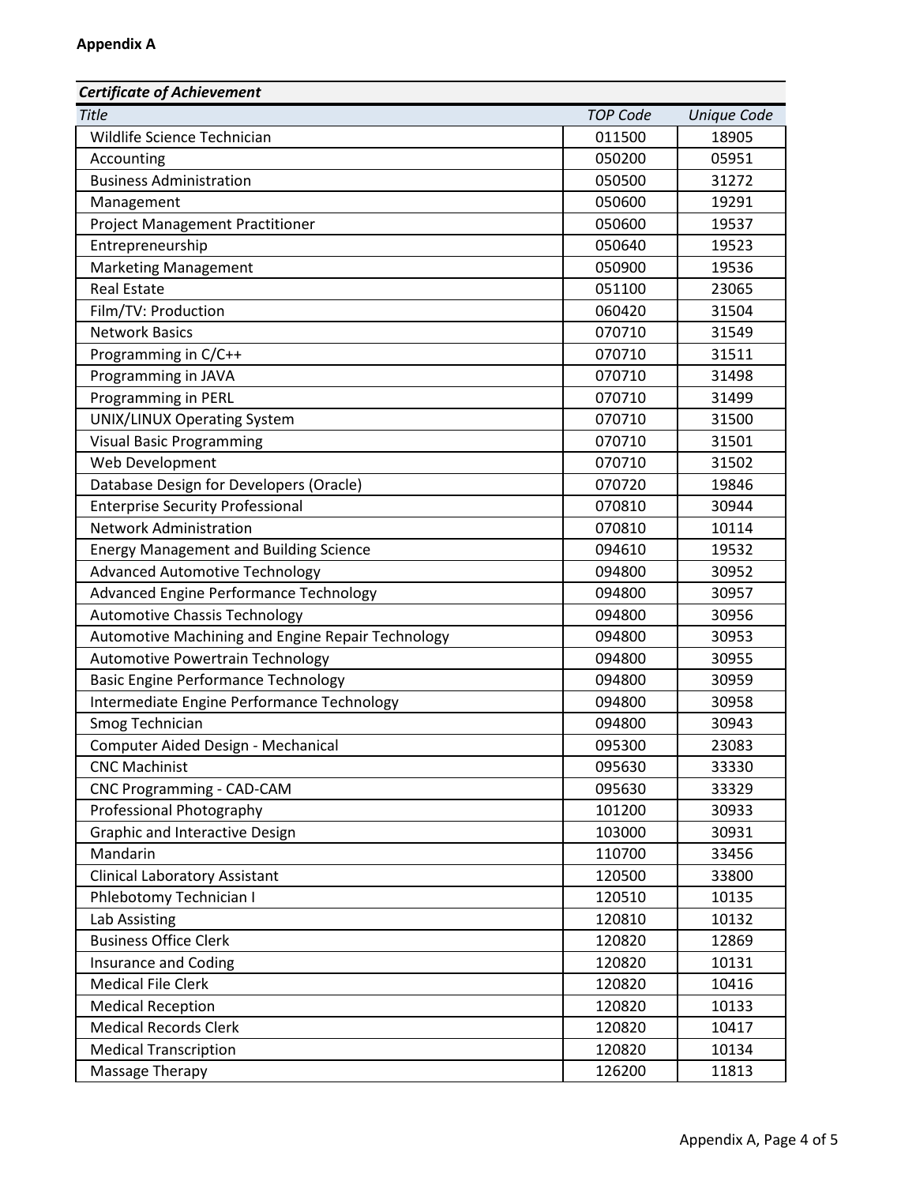**Appendix A**

| *Certificate of Achievement* | | |
|---|---|---|
| *Title* | *TOP Code* | *Unique Code* |
| Wildlife Science Technician | 011500 | 18905 |
| Accounting | 050200 | 05951 |
| Business Administration | 050500 | 31272 |
| Management | 050600 | 19291 |
| Project Management Practitioner | 050600 | 19537 |
| Entrepreneurship | 050640 | 19523 |
| Marketing Management | 050900 | 19536 |
| Real Estate | 051100 | 23065 |
| Film/TV: Production | 060420 | 31504 |
| Network Basics | 070710 | 31549 |
| Programming in C/C++ | 070710 | 31511 |
| Programming in JAVA | 070710 | 31498 |
| Programming in PERL | 070710 | 31499 |
| UNIX/LINUX Operating System | 070710 | 31500 |
| Visual Basic Programming | 070710 | 31501 |
| Web Development | 070710 | 31502 |
| Database Design for Developers (Oracle) | 070720 | 19846 |
| Enterprise Security Professional | 070810 | 30944 |
| Network Administration | 070810 | 10114 |
| Energy Management and Building Science | 094610 | 19532 |
| Advanced Automotive Technology | 094800 | 30952 |
| Advanced Engine Performance Technology | 094800 | 30957 |
| Automotive Chassis Technology | 094800 | 30956 |
| Automotive Machining and Engine Repair Technology | 094800 | 30953 |
| Automotive Powertrain Technology | 094800 | 30955 |
| Basic Engine Performance Technology | 094800 | 30959 |
| Intermediate Engine Performance Technology | 094800 | 30958 |
| Smog Technician | 094800 | 30943 |
| Computer Aided Design - Mechanical | 095300 | 23083 |
| CNC Machinist | 095630 | 33330 |
| CNC Programming - CAD-CAM | 095630 | 33329 |
| Professional Photography | 101200 | 30933 |
| Graphic and Interactive Design | 103000 | 30931 |
| Mandarin | 110700 | 33456 |
| Clinical Laboratory Assistant | 120500 | 33800 |
| Phlebotomy Technician I | 120510 | 10135 |
| Lab Assisting | 120810 | 10132 |
| Business Office Clerk | 120820 | 12869 |
| Insurance and Coding | 120820 | 10131 |
| Medical File Clerk | 120820 | 10416 |
| Medical Reception | 120820 | 10133 |
| Medical Records Clerk | 120820 | 10417 |
| Medical Transcription | 120820 | 10134 |
| Massage Therapy | 126200 | 11813 |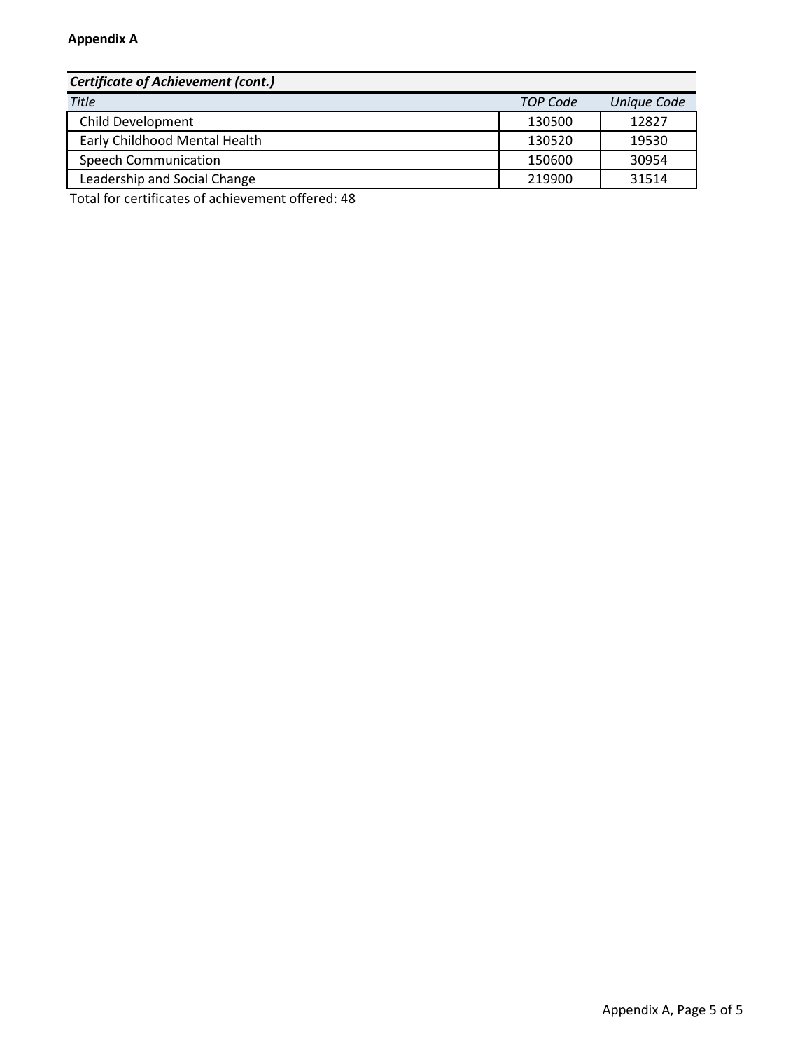**Appendix A**

| ***Certificate of Achievement (cont.)*** | | |
|---|---|---|
| *Title* | *TOP Code* | *Unique Code* |
| Child Development | 130500 | 12827 |
| Early Childhood Mental Health | 130520 | 19530 |
| Speech Communication | 150600 | 30954 |
| Leadership and Social Change | 219900 | 31514 |

Total for certificates of achievement offered: 48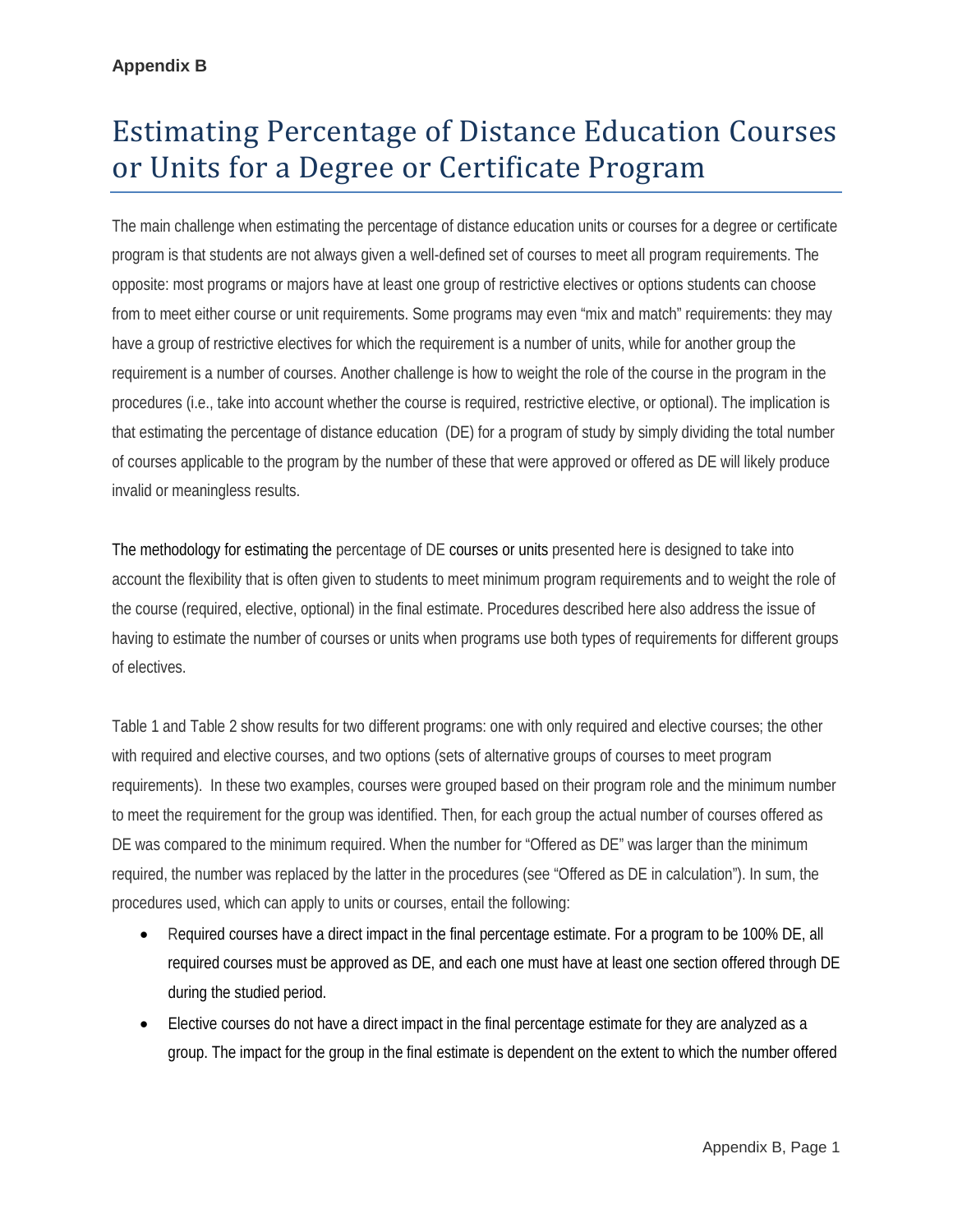**Appendix B**

# Estimating Percentage of Distance Education Courses or Units for a Degree or Certificate Program

The main challenge when estimating the percentage of distance education units or courses for a degree or certificate program is that students are not always given a well-defined set of courses to meet all program requirements. The opposite: most programs or majors have at least one group of restrictive electives or options students can choose from to meet either course or unit requirements. Some programs may even "mix and match" requirements: they may have a group of restrictive electives for which the requirement is a number of units, while for another group the requirement is a number of courses. Another challenge is how to weight the role of the course in the program in the procedures (i.e., take into account whether the course is required, restrictive elective, or optional). The implication is that estimating the percentage of distance education (DE) for a program of study by simply dividing the total number of courses applicable to the program by the number of these that were approved or offered as DE will likely produce invalid or meaningless results.

The methodology for estimating the percentage of DE courses or units presented here is designed to take into account the flexibility that is often given to students to meet minimum program requirements and to weight the role of the course (required, elective, optional) in the final estimate. Procedures described here also address the issue of having to estimate the number of courses or units when programs use both types of requirements for different groups of electives.

Table 1 and Table 2 show results for two different programs: one with only required and elective courses; the other with required and elective courses, and two options (sets of alternative groups of courses to meet program requirements). In these two examples, courses were grouped based on their program role and the minimum number to meet the requirement for the group was identified. Then, for each group the actual number of courses offered as DE was compared to the minimum required. When the number for "Offered as DE" was larger than the minimum required, the number was replaced by the latter in the procedures (see "Offered as DE in calculation"). In sum, the procedures used, which can apply to units or courses, entail the following:

- Required courses have a direct impact in the final percentage estimate. For a program to be 100% DE, all required courses must be approved as DE, and each one must have at least one section offered through DE during the studied period.
- Elective courses do not have a direct impact in the final percentage estimate for they are analyzed as a group. The impact for the group in the final estimate is dependent on the extent to which the number offered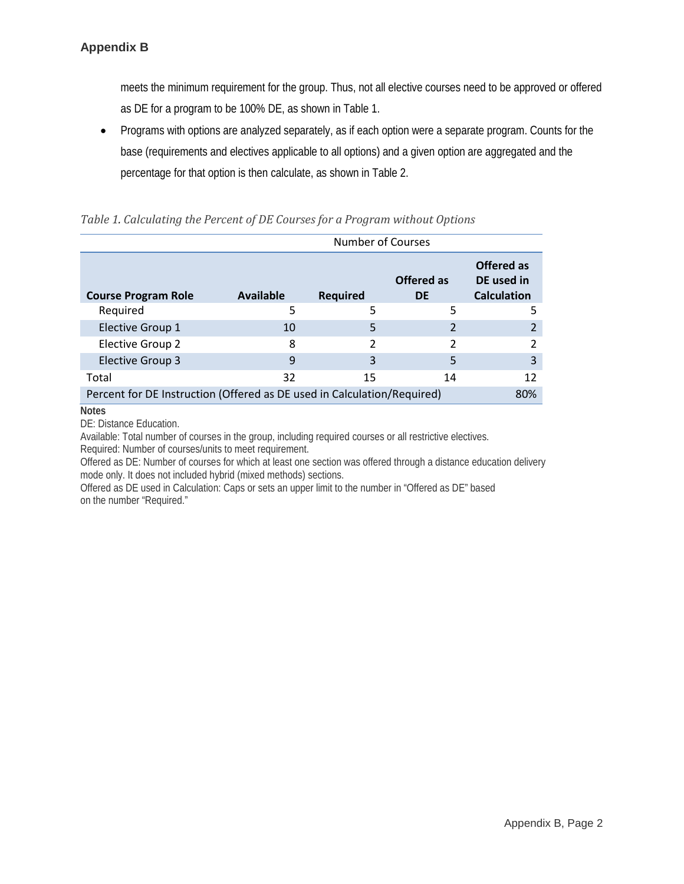meets the minimum requirement for the group. Thus, not all elective courses need to be approved or offered as DE for a program to be 100% DE, as shown in Table 1.

- Programs with options are analyzed separately, as if each option were a separate program. Counts for the base (requirements and electives applicable to all options) and a given option are aggregated and the percentage for that option is then calculate, as shown in Table 2.

*Table 1. Calculating the Percent of DE Courses for a Program without Options*

| | Number of Courses | | | |
|---|---|---|---|---|
| **Course Program Role** | **Available** | **Required** | **Offered as DE** | **Offered as DE used in Calculation** |
| Required | 5 | 5 | 5 | 5 |
| Elective Group 1 | 10 | 5 | 2 | 2 |
| Elective Group 2 | 8 | 2 | 2 | 2 |
| Elective Group 3 | 9 | 3 | 5 | 3 |
| Total | 32 | 15 | 14 | 12 |
| Percent for DE Instruction (Offered as DE used in Calculation/Required) | | | | 80% |

**Notes**

DE: Distance Education.

Available: Total number of courses in the group, including required courses or all restrictive electives.

Required: Number of courses/units to meet requirement.

Offered as DE: Number of courses for which at least one section was offered through a distance education delivery mode only. It does not included hybrid (mixed methods) sections.

Offered as DE used in Calculation: Caps or sets an upper limit to the number in “Offered as DE” based on the number “Required.”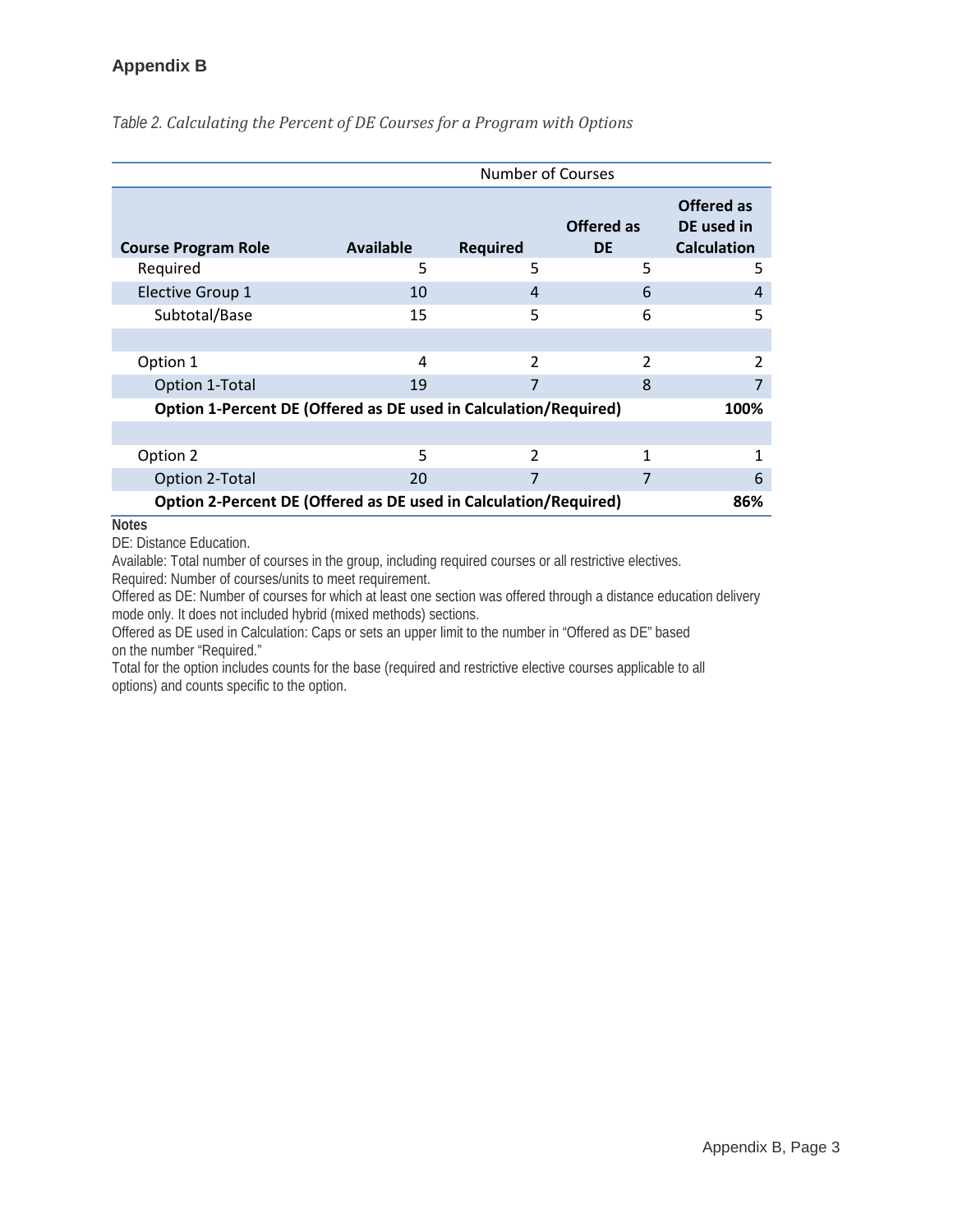## Appendix B

*Table 2. Calculating the Percent of DE Courses for a Program with Options*

| | Number of Courses | | | |
|---|---|---|---|---|
| **Course Program Role** | **Available** | **Required** | **Offered as DE** | **Offered as DE used in Calculation** |
| Required | 5 | 5 | 5 | 5 |
| Elective Group 1 | 10 | 4 | 6 | 4 |
| Subtotal/Base | 15 | 5 | 6 | 5 |
| | | | | |
| Option 1 | 4 | 2 | 2 | 2 |
| Option 1-Total | 19 | 7 | 8 | 7 |
| **Option 1-Percent DE (Offered as DE used in Calculation/Required)** | | | | **100%** |
| | | | | |
| Option 2 | 5 | 2 | 1 | 1 |
| Option 2-Total | 20 | 7 | 7 | 6 |
| **Option 2-Percent DE (Offered as DE used in Calculation/Required)** | | | | **86%** |

**Notes**

DE: Distance Education.

Available: Total number of courses in the group, including required courses or all restrictive electives.

Required: Number of courses/units to meet requirement.

Offered as DE: Number of courses for which at least one section was offered through a distance education delivery mode only. It does not included hybrid (mixed methods) sections.

Offered as DE used in Calculation: Caps or sets an upper limit to the number in "Offered as DE" based on the number "Required."

Total for the option includes counts for the base (required and restrictive elective courses applicable to all options) and counts specific to the option.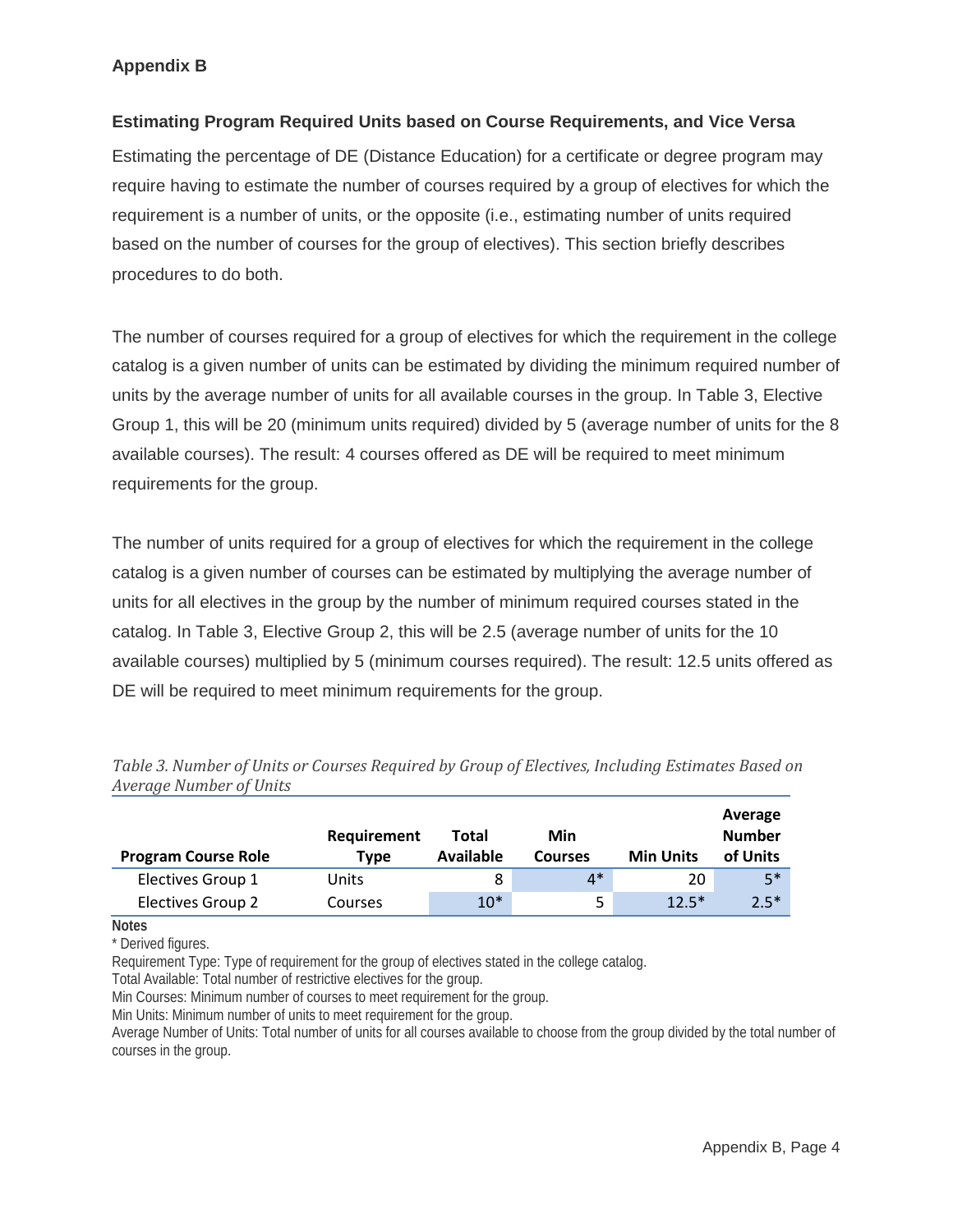## Appendix B

### Estimating Program Required Units based on Course Requirements, and Vice Versa

Estimating the percentage of DE (Distance Education) for a certificate or degree program may require having to estimate the number of courses required by a group of electives for which the requirement is a number of units, or the opposite (i.e., estimating number of units required based on the number of courses for the group of electives). This section briefly describes procedures to do both.

The number of courses required for a group of electives for which the requirement in the college catalog is a given number of units can be estimated by dividing the minimum required number of units by the average number of units for all available courses in the group. In Table 3, Elective Group 1, this will be 20 (minimum units required) divided by 5 (average number of units for the 8 available courses). The result: 4 courses offered as DE will be required to meet minimum requirements for the group.

The number of units required for a group of electives for which the requirement in the college catalog is a given number of courses can be estimated by multiplying the average number of units for all electives in the group by the number of minimum required courses stated in the catalog. In Table 3, Elective Group 2, this will be 2.5 (average number of units for the 10 available courses) multiplied by 5 (minimum courses required). The result: 12.5 units offered as DE will be required to meet minimum requirements for the group.

*Table 3. Number of Units or Courses Required by Group of Electives, Including Estimates Based on Average Number of Units*

| Program Course Role | Requirement Type | Total Available | Min Courses | Min Units | Average Number of Units |
|---|---|---|---|---|---|
| Electives Group 1 | Units | 8 | 4* | 20 | 5* |
| Electives Group 2 | Courses | 10* | 5 | 12.5* | 2.5* |

**Notes**

\* Derived figures.

Requirement Type: Type of requirement for the group of electives stated in the college catalog.

Total Available: Total number of restrictive electives for the group.

Min Courses: Minimum number of courses to meet requirement for the group.

Min Units: Minimum number of units to meet requirement for the group.

Average Number of Units: Total number of units for all courses available to choose from the group divided by the total number of courses in the group.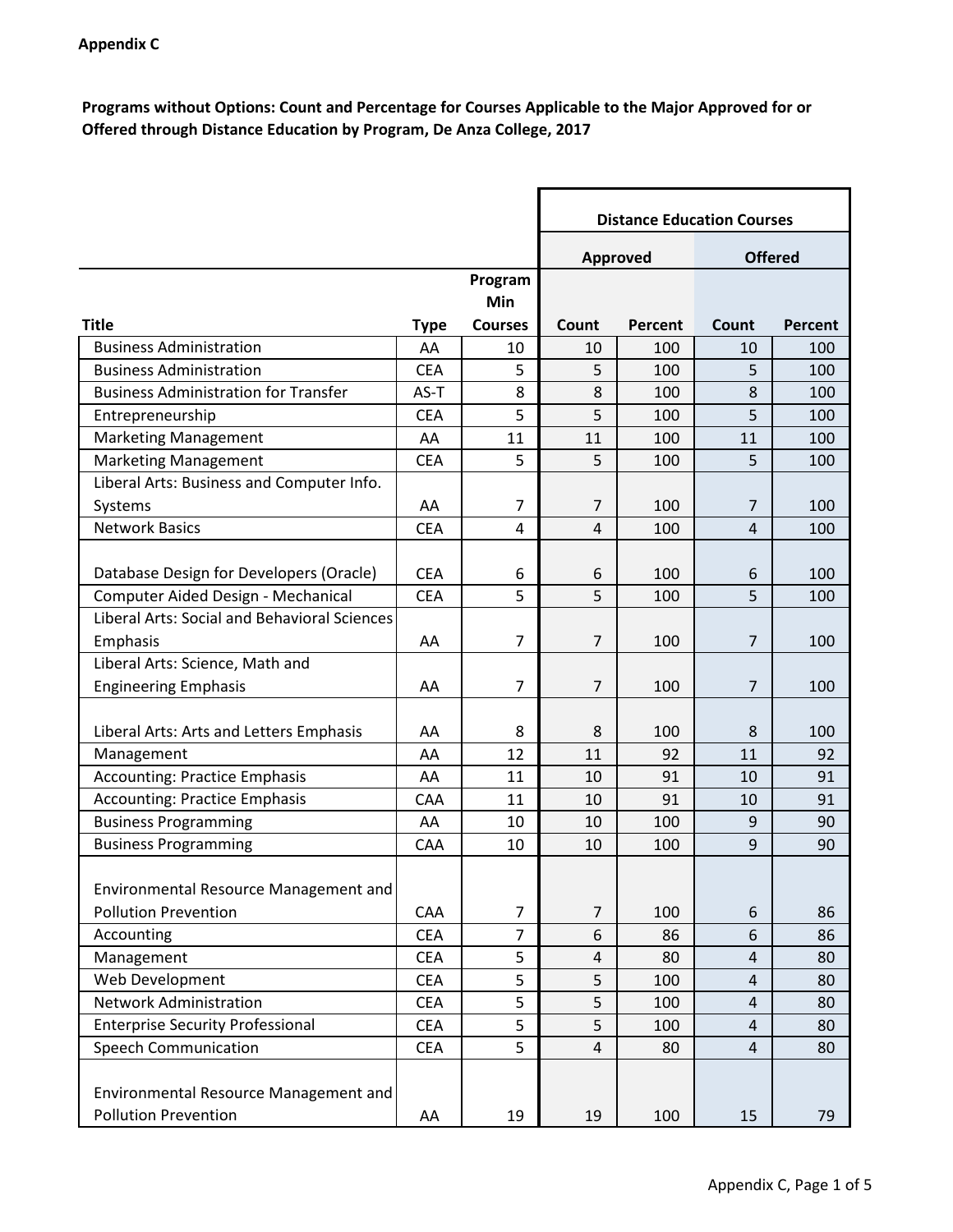**Appendix C**

**Programs without Options: Count and Percentage for Courses Applicable to the Major Approved for or Offered through Distance Education by Program, De Anza College, 2017**

| | | | Distance Education Courses | | | |
|---|---|---|---|---|---|---|
| | | | Approved | | Offered | |
| Title | Type | Program Min Courses | Count | Percent | Count | Percent |
| Business Administration | AA | 10 | 10 | 100 | 10 | 100 |
| Business Administration | CEA | 5 | 5 | 100 | 5 | 100 |
| Business Administration for Transfer | AS-T | 8 | 8 | 100 | 8 | 100 |
| Entrepreneurship | CEA | 5 | 5 | 100 | 5 | 100 |
| Marketing Management | AA | 11 | 11 | 100 | 11 | 100 |
| Marketing Management | CEA | 5 | 5 | 100 | 5 | 100 |
| Liberal Arts: Business and Computer Info. Systems | AA | 7 | 7 | 100 | 7 | 100 |
| Network Basics | CEA | 4 | 4 | 100 | 4 | 100 |
| Database Design for Developers (Oracle) | CEA | 6 | 6 | 100 | 6 | 100 |
| Computer Aided Design - Mechanical | CEA | 5 | 5 | 100 | 5 | 100 |
| Liberal Arts: Social and Behavioral Sciences Emphasis | AA | 7 | 7 | 100 | 7 | 100 |
| Liberal Arts: Science, Math and Engineering Emphasis | AA | 7 | 7 | 100 | 7 | 100 |
| Liberal Arts: Arts and Letters Emphasis | AA | 8 | 8 | 100 | 8 | 100 |
| Management | AA | 12 | 11 | 92 | 11 | 92 |
| Accounting: Practice Emphasis | AA | 11 | 10 | 91 | 10 | 91 |
| Accounting: Practice Emphasis | CAA | 11 | 10 | 91 | 10 | 91 |
| Business Programming | AA | 10 | 10 | 100 | 9 | 90 |
| Business Programming | CAA | 10 | 10 | 100 | 9 | 90 |
| Environmental Resource Management and Pollution Prevention | CAA | 7 | 7 | 100 | 6 | 86 |
| Accounting | CEA | 7 | 6 | 86 | 6 | 86 |
| Management | CEA | 5 | 4 | 80 | 4 | 80 |
| Web Development | CEA | 5 | 5 | 100 | 4 | 80 |
| Network Administration | CEA | 5 | 5 | 100 | 4 | 80 |
| Enterprise Security Professional | CEA | 5 | 5 | 100 | 4 | 80 |
| Speech Communication | CEA | 5 | 4 | 80 | 4 | 80 |
| Environmental Resource Management and Pollution Prevention | AA | 19 | 19 | 100 | 15 | 79 |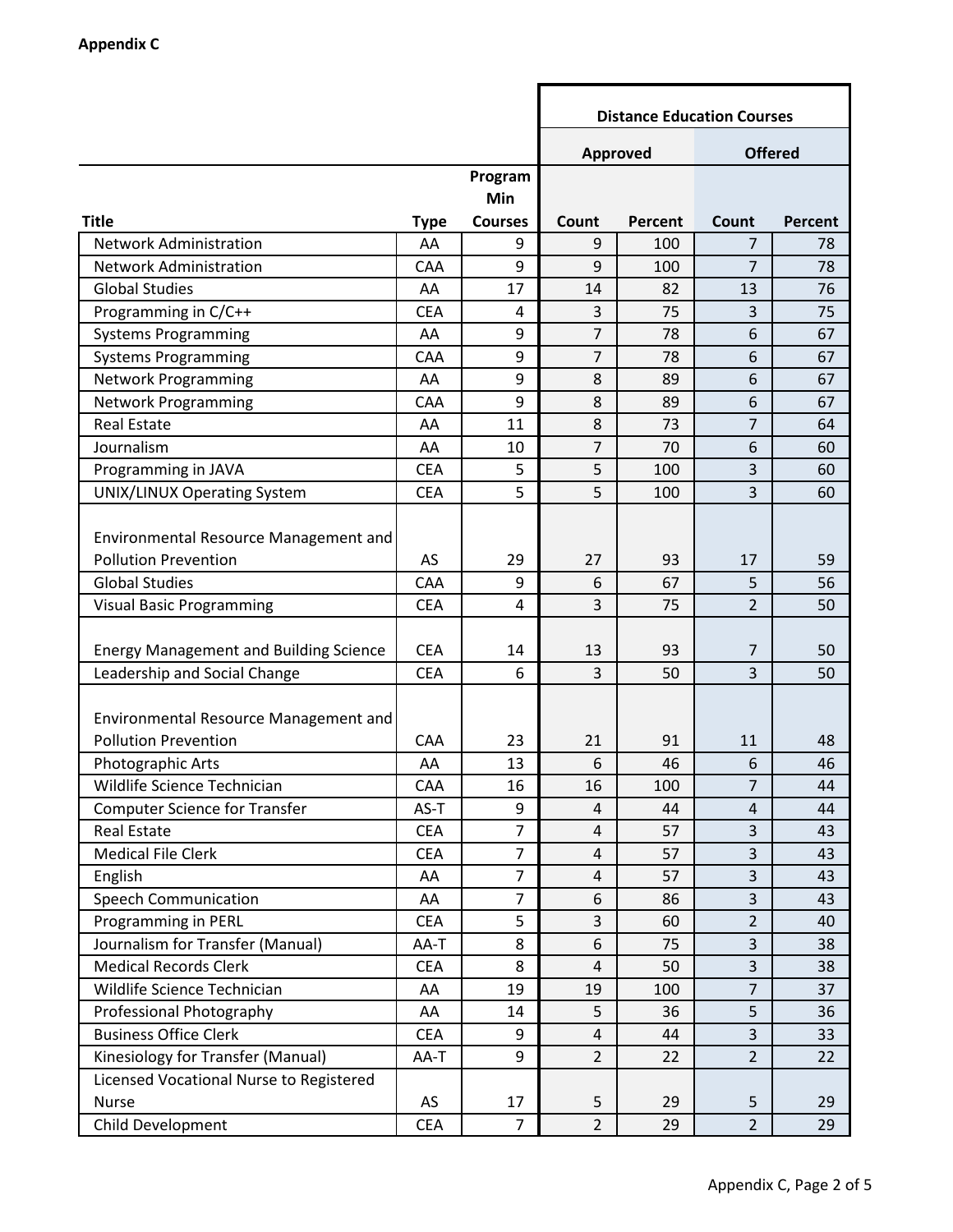**Appendix C**

| | | | Distance Education Courses | | | |
|---|---|---|---|---|---|---|
| | | | Approved | | Offered | |
| Title | Type | Program Min Courses | Count | Percent | Count | Percent |
| Network Administration | AA | 9 | 9 | 100 | 7 | 78 |
| Network Administration | CAA | 9 | 9 | 100 | 7 | 78 |
| Global Studies | AA | 17 | 14 | 82 | 13 | 76 |
| Programming in C/C++ | CEA | 4 | 3 | 75 | 3 | 75 |
| Systems Programming | AA | 9 | 7 | 78 | 6 | 67 |
| Systems Programming | CAA | 9 | 7 | 78 | 6 | 67 |
| Network Programming | AA | 9 | 8 | 89 | 6 | 67 |
| Network Programming | CAA | 9 | 8 | 89 | 6 | 67 |
| Real Estate | AA | 11 | 8 | 73 | 7 | 64 |
| Journalism | AA | 10 | 7 | 70 | 6 | 60 |
| Programming in JAVA | CEA | 5 | 5 | 100 | 3 | 60 |
| UNIX/LINUX Operating System | CEA | 5 | 5 | 100 | 3 | 60 |
| Environmental Resource Management and Pollution Prevention | AS | 29 | 27 | 93 | 17 | 59 |
| Global Studies | CAA | 9 | 6 | 67 | 5 | 56 |
| Visual Basic Programming | CEA | 4 | 3 | 75 | 2 | 50 |
| Energy Management and Building Science | CEA | 14 | 13 | 93 | 7 | 50 |
| Leadership and Social Change | CEA | 6 | 3 | 50 | 3 | 50 |
| Environmental Resource Management and Pollution Prevention | CAA | 23 | 21 | 91 | 11 | 48 |
| Photographic Arts | AA | 13 | 6 | 46 | 6 | 46 |
| Wildlife Science Technician | CAA | 16 | 16 | 100 | 7 | 44 |
| Computer Science for Transfer | AS-T | 9 | 4 | 44 | 4 | 44 |
| Real Estate | CEA | 7 | 4 | 57 | 3 | 43 |
| Medical File Clerk | CEA | 7 | 4 | 57 | 3 | 43 |
| English | AA | 7 | 4 | 57 | 3 | 43 |
| Speech Communication | AA | 7 | 6 | 86 | 3 | 43 |
| Programming in PERL | CEA | 5 | 3 | 60 | 2 | 40 |
| Journalism for Transfer (Manual) | AA-T | 8 | 6 | 75 | 3 | 38 |
| Medical Records Clerk | CEA | 8 | 4 | 50 | 3 | 38 |
| Wildlife Science Technician | AA | 19 | 19 | 100 | 7 | 37 |
| Professional Photography | AA | 14 | 5 | 36 | 5 | 36 |
| Business Office Clerk | CEA | 9 | 4 | 44 | 3 | 33 |
| Kinesiology for Transfer (Manual) | AA-T | 9 | 2 | 22 | 2 | 22 |
| Licensed Vocational Nurse to Registered Nurse | AS | 17 | 5 | 29 | 5 | 29 |
| Child Development | CEA | 7 | 2 | 29 | 2 | 29 |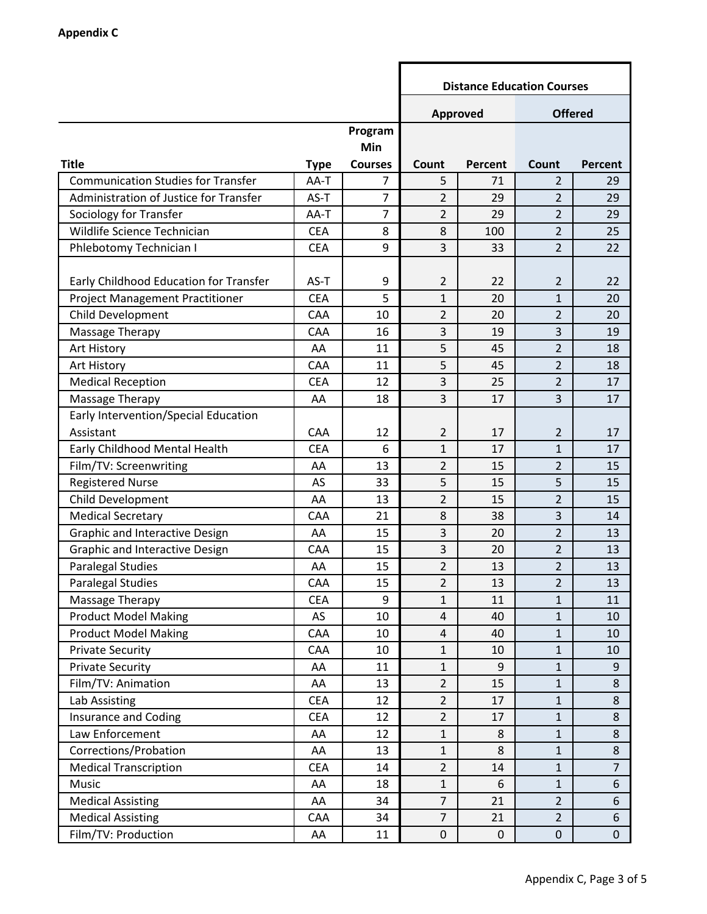**Appendix C**

| | | | Distance Education Courses | | | |
|---|---|---|---|---|---|---|
| | | | Approved | | Offered | |
| Title | Type | Program Min Courses | Count | Percent | Count | Percent |
| Communication Studies for Transfer | AA-T | 7 | 5 | 71 | 2 | 29 |
| Administration of Justice for Transfer | AS-T | 7 | 2 | 29 | 2 | 29 |
| Sociology for Transfer | AA-T | 7 | 2 | 29 | 2 | 29 |
| Wildlife Science Technician | CEA | 8 | 8 | 100 | 2 | 25 |
| Phlebotomy Technician I | CEA | 9 | 3 | 33 | 2 | 22 |
| Early Childhood Education for Transfer | AS-T | 9 | 2 | 22 | 2 | 22 |
| Project Management Practitioner | CEA | 5 | 1 | 20 | 1 | 20 |
| Child Development | CAA | 10 | 2 | 20 | 2 | 20 |
| Massage Therapy | CAA | 16 | 3 | 19 | 3 | 19 |
| Art History | AA | 11 | 5 | 45 | 2 | 18 |
| Art History | CAA | 11 | 5 | 45 | 2 | 18 |
| Medical Reception | CEA | 12 | 3 | 25 | 2 | 17 |
| Massage Therapy | AA | 18 | 3 | 17 | 3 | 17 |
| Early Intervention/Special Education Assistant | CAA | 12 | 2 | 17 | 2 | 17 |
| Early Childhood Mental Health | CEA | 6 | 1 | 17 | 1 | 17 |
| Film/TV: Screenwriting | AA | 13 | 2 | 15 | 2 | 15 |
| Registered Nurse | AS | 33 | 5 | 15 | 5 | 15 |
| Child Development | AA | 13 | 2 | 15 | 2 | 15 |
| Medical Secretary | CAA | 21 | 8 | 38 | 3 | 14 |
| Graphic and Interactive Design | AA | 15 | 3 | 20 | 2 | 13 |
| Graphic and Interactive Design | CAA | 15 | 3 | 20 | 2 | 13 |
| Paralegal Studies | AA | 15 | 2 | 13 | 2 | 13 |
| Paralegal Studies | CAA | 15 | 2 | 13 | 2 | 13 |
| Massage Therapy | CEA | 9 | 1 | 11 | 1 | 11 |
| Product Model Making | AS | 10 | 4 | 40 | 1 | 10 |
| Product Model Making | CAA | 10 | 4 | 40 | 1 | 10 |
| Private Security | CAA | 10 | 1 | 10 | 1 | 10 |
| Private Security | AA | 11 | 1 | 9 | 1 | 9 |
| Film/TV: Animation | AA | 13 | 2 | 15 | 1 | 8 |
| Lab Assisting | CEA | 12 | 2 | 17 | 1 | 8 |
| Insurance and Coding | CEA | 12 | 2 | 17 | 1 | 8 |
| Law Enforcement | AA | 12 | 1 | 8 | 1 | 8 |
| Corrections/Probation | AA | 13 | 1 | 8 | 1 | 8 |
| Medical Transcription | CEA | 14 | 2 | 14 | 1 | 7 |
| Music | AA | 18 | 1 | 6 | 1 | 6 |
| Medical Assisting | AA | 34 | 7 | 21 | 2 | 6 |
| Medical Assisting | CAA | 34 | 7 | 21 | 2 | 6 |
| Film/TV: Production | AA | 11 | 0 | 0 | 0 | 0 |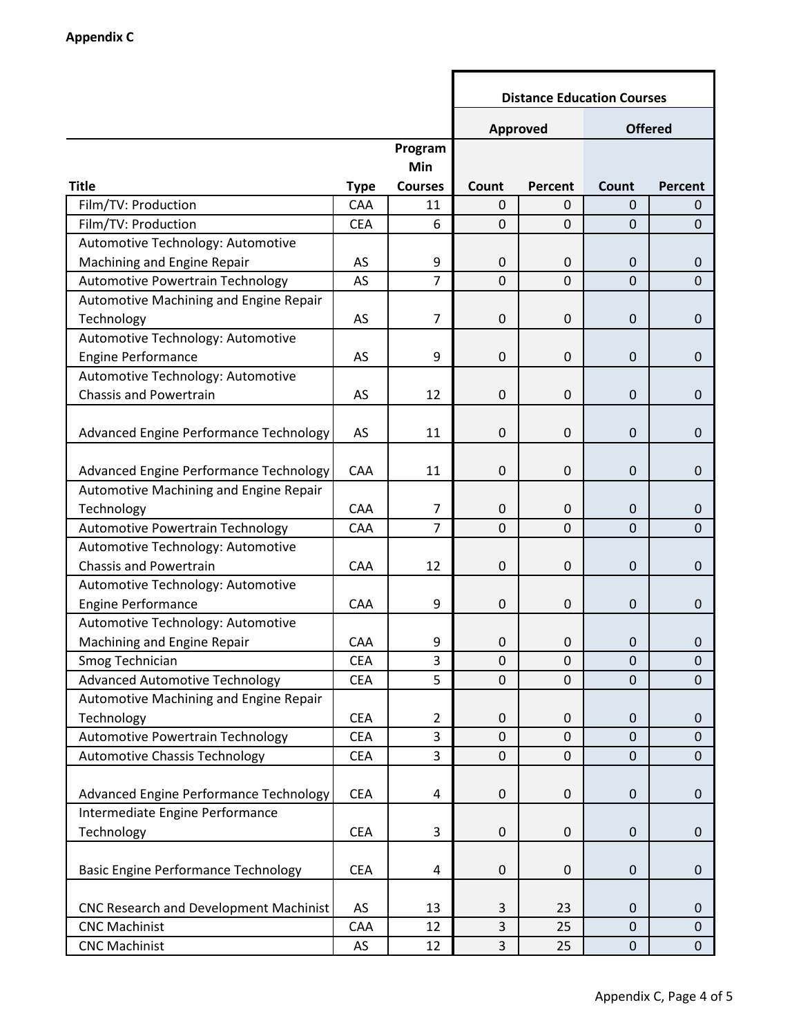**Appendix C**

| | | | Distance Education Courses | | | |
|---|---|---|---|---|---|---|
| | | | Approved | | Offered | |
| Title | Type | Program Min Courses | Count | Percent | Count | Percent |
| Film/TV: Production | CAA | 11 | 0 | 0 | 0 | 0 |
| Film/TV: Production | CEA | 6 | 0 | 0 | 0 | 0 |
| Automotive Technology: Automotive Machining and Engine Repair | AS | 9 | 0 | 0 | 0 | 0 |
| Automotive Powertrain Technology | AS | 7 | 0 | 0 | 0 | 0 |
| Automotive Machining and Engine Repair Technology | AS | 7 | 0 | 0 | 0 | 0 |
| Automotive Technology: Automotive Engine Performance | AS | 9 | 0 | 0 | 0 | 0 |
| Automotive Technology: Automotive Chassis and Powertrain | AS | 12 | 0 | 0 | 0 | 0 |
| Advanced Engine Performance Technology | AS | 11 | 0 | 0 | 0 | 0 |
| Advanced Engine Performance Technology | CAA | 11 | 0 | 0 | 0 | 0 |
| Automotive Machining and Engine Repair Technology | CAA | 7 | 0 | 0 | 0 | 0 |
| Automotive Powertrain Technology | CAA | 7 | 0 | 0 | 0 | 0 |
| Automotive Technology: Automotive Chassis and Powertrain | CAA | 12 | 0 | 0 | 0 | 0 |
| Automotive Technology: Automotive Engine Performance | CAA | 9 | 0 | 0 | 0 | 0 |
| Automotive Technology: Automotive Machining and Engine Repair | CAA | 9 | 0 | 0 | 0 | 0 |
| Smog Technician | CEA | 3 | 0 | 0 | 0 | 0 |
| Advanced Automotive Technology | CEA | 5 | 0 | 0 | 0 | 0 |
| Automotive Machining and Engine Repair Technology | CEA | 2 | 0 | 0 | 0 | 0 |
| Automotive Powertrain Technology | CEA | 3 | 0 | 0 | 0 | 0 |
| Automotive Chassis Technology | CEA | 3 | 0 | 0 | 0 | 0 |
| Advanced Engine Performance Technology | CEA | 4 | 0 | 0 | 0 | 0 |
| Intermediate Engine Performance Technology | CEA | 3 | 0 | 0 | 0 | 0 |
| Basic Engine Performance Technology | CEA | 4 | 0 | 0 | 0 | 0 |
| CNC Research and Development Machinist | AS | 13 | 3 | 23 | 0 | 0 |
| CNC Machinist | CAA | 12 | 3 | 25 | 0 | 0 |
| CNC Machinist | AS | 12 | 3 | 25 | 0 | 0 |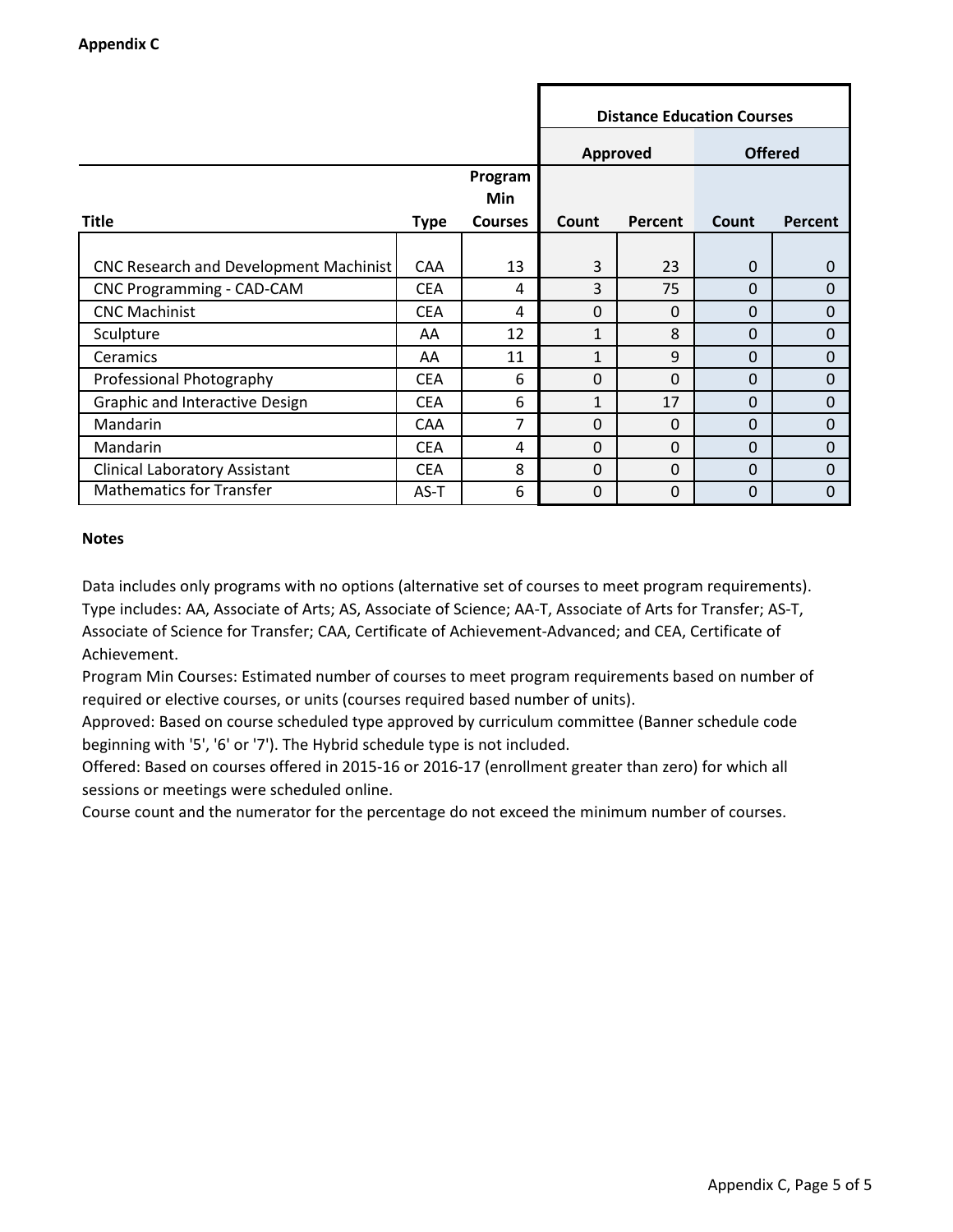**Appendix C**

| | | | Distance Education Courses | | | |
|---|---|---|---|---|---|---|
| | | | Approved | | Offered | |
| Title | Type | Program Min Courses | Count | Percent | Count | Percent |
| CNC Research and Development Machinist | CAA | 13 | 3 | 23 | 0 | 0 |
| CNC Programming - CAD-CAM | CEA | 4 | 3 | 75 | 0 | 0 |
| CNC Machinist | CEA | 4 | 0 | 0 | 0 | 0 |
| Sculpture | AA | 12 | 1 | 8 | 0 | 0 |
| Ceramics | AA | 11 | 1 | 9 | 0 | 0 |
| Professional Photography | CEA | 6 | 0 | 0 | 0 | 0 |
| Graphic and Interactive Design | CEA | 6 | 1 | 17 | 0 | 0 |
| Mandarin | CAA | 7 | 0 | 0 | 0 | 0 |
| Mandarin | CEA | 4 | 0 | 0 | 0 | 0 |
| Clinical Laboratory Assistant | CEA | 8 | 0 | 0 | 0 | 0 |
| Mathematics for Transfer | AS-T | 6 | 0 | 0 | 0 | 0 |

**Notes**

Data includes only programs with no options (alternative set of courses to meet program requirements).
Type includes: AA, Associate of Arts; AS, Associate of Science; AA-T, Associate of Arts for Transfer; AS-T, Associate of Science for Transfer; CAA, Certificate of Achievement-Advanced; and CEA, Certificate of Achievement.
Program Min Courses: Estimated number of courses to meet program requirements based on number of required or elective courses, or units (courses required based number of units).
Approved: Based on course scheduled type approved by curriculum committee (Banner schedule code beginning with '5', '6' or '7'). The Hybrid schedule type is not included.
Offered: Based on courses offered in 2015-16 or 2016-17 (enrollment greater than zero) for which all sessions or meetings were scheduled online.
Course count and the numerator for the percentage do not exceed the minimum number of courses.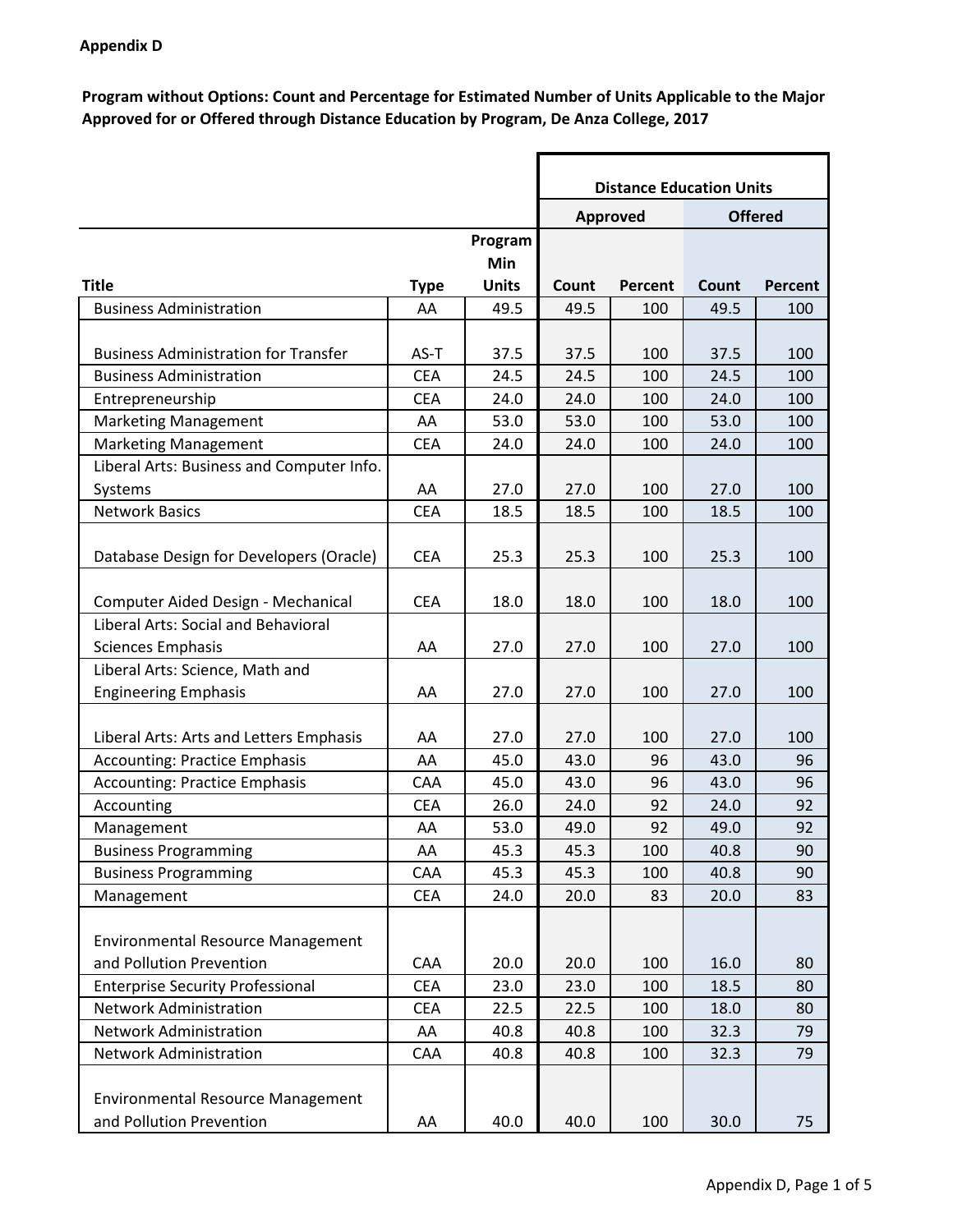**Appendix D**

**Program without Options: Count and Percentage for Estimated Number of Units Applicable to the Major Approved for or Offered through Distance Education by Program, De Anza College, 2017**

| | | | Distance Education Units | | | |
|---|---|---|---|---|---|---|
| | | | Approved | | Offered | |
| Title | Type | Program Min Units | Count | Percent | Count | Percent |
| Business Administration | AA | 49.5 | 49.5 | 100 | 49.5 | 100 |
| Business Administration for Transfer | AS-T | 37.5 | 37.5 | 100 | 37.5 | 100 |
| Business Administration | CEA | 24.5 | 24.5 | 100 | 24.5 | 100 |
| Entrepreneurship | CEA | 24.0 | 24.0 | 100 | 24.0 | 100 |
| Marketing Management | AA | 53.0 | 53.0 | 100 | 53.0 | 100 |
| Marketing Management | CEA | 24.0 | 24.0 | 100 | 24.0 | 100 |
| Liberal Arts: Business and Computer Info. Systems | AA | 27.0 | 27.0 | 100 | 27.0 | 100 |
| Network Basics | CEA | 18.5 | 18.5 | 100 | 18.5 | 100 |
| Database Design for Developers (Oracle) | CEA | 25.3 | 25.3 | 100 | 25.3 | 100 |
| Computer Aided Design - Mechanical | CEA | 18.0 | 18.0 | 100 | 18.0 | 100 |
| Liberal Arts: Social and Behavioral Sciences Emphasis | AA | 27.0 | 27.0 | 100 | 27.0 | 100 |
| Liberal Arts: Science, Math and Engineering Emphasis | AA | 27.0 | 27.0 | 100 | 27.0 | 100 |
| Liberal Arts: Arts and Letters Emphasis | AA | 27.0 | 27.0 | 100 | 27.0 | 100 |
| Accounting: Practice Emphasis | AA | 45.0 | 43.0 | 96 | 43.0 | 96 |
| Accounting: Practice Emphasis | CAA | 45.0 | 43.0 | 96 | 43.0 | 96 |
| Accounting | CEA | 26.0 | 24.0 | 92 | 24.0 | 92 |
| Management | AA | 53.0 | 49.0 | 92 | 49.0 | 92 |
| Business Programming | AA | 45.3 | 45.3 | 100 | 40.8 | 90 |
| Business Programming | CAA | 45.3 | 45.3 | 100 | 40.8 | 90 |
| Management | CEA | 24.0 | 20.0 | 83 | 20.0 | 83 |
| Environmental Resource Management and Pollution Prevention | CAA | 20.0 | 20.0 | 100 | 16.0 | 80 |
| Enterprise Security Professional | CEA | 23.0 | 23.0 | 100 | 18.5 | 80 |
| Network Administration | CEA | 22.5 | 22.5 | 100 | 18.0 | 80 |
| Network Administration | AA | 40.8 | 40.8 | 100 | 32.3 | 79 |
| Network Administration | CAA | 40.8 | 40.8 | 100 | 32.3 | 79 |
| Environmental Resource Management and Pollution Prevention | AA | 40.0 | 40.0 | 100 | 30.0 | 75 |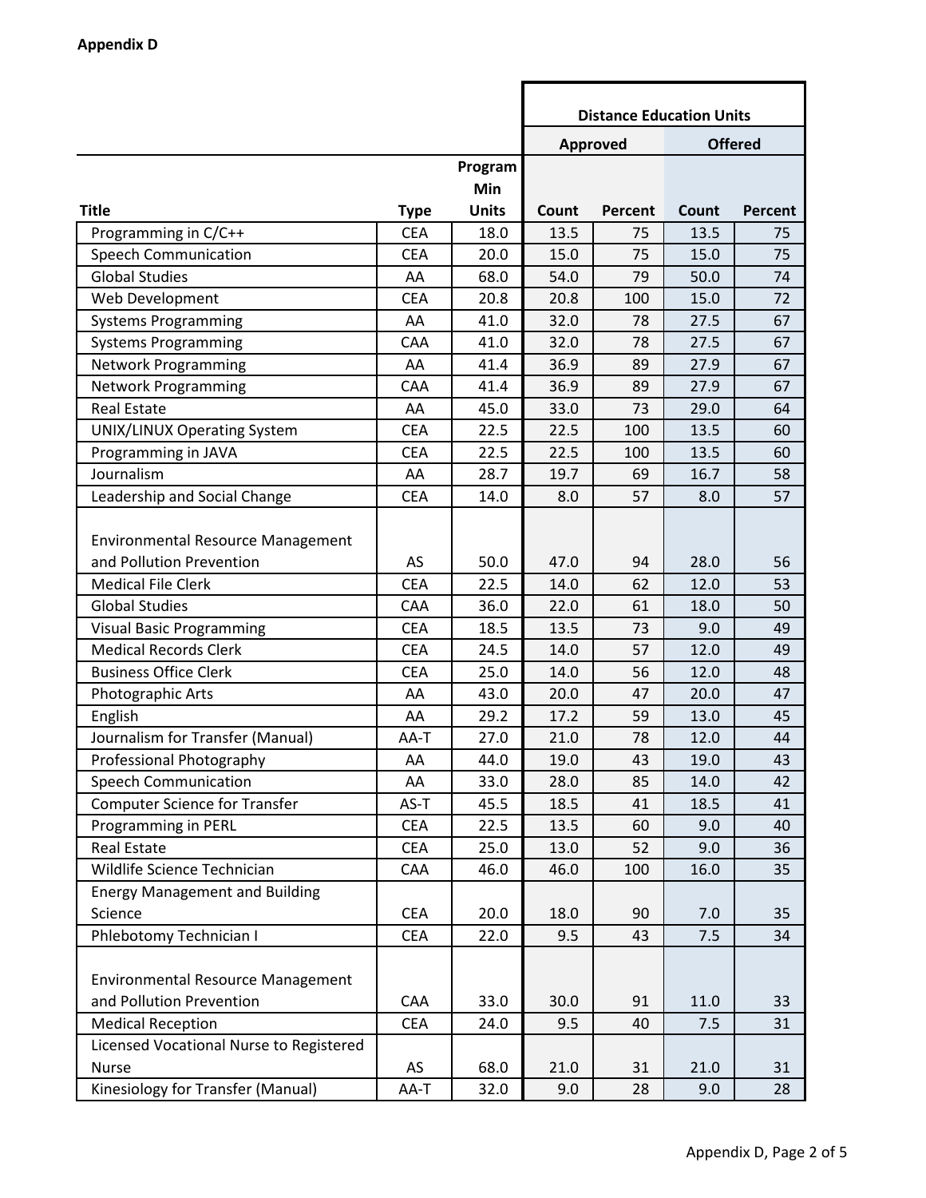**Appendix D**

| | | | Distance Education Units | | | |
|---|---|---|---|---|---|---|
| | | | Approved | | Offered | |
| Title | Type | Program Min Units | Count | Percent | Count | Percent |
| Programming in C/C++ | CEA | 18.0 | 13.5 | 75 | 13.5 | 75 |
| Speech Communication | CEA | 20.0 | 15.0 | 75 | 15.0 | 75 |
| Global Studies | AA | 68.0 | 54.0 | 79 | 50.0 | 74 |
| Web Development | CEA | 20.8 | 20.8 | 100 | 15.0 | 72 |
| Systems Programming | AA | 41.0 | 32.0 | 78 | 27.5 | 67 |
| Systems Programming | CAA | 41.0 | 32.0 | 78 | 27.5 | 67 |
| Network Programming | AA | 41.4 | 36.9 | 89 | 27.9 | 67 |
| Network Programming | CAA | 41.4 | 36.9 | 89 | 27.9 | 67 |
| Real Estate | AA | 45.0 | 33.0 | 73 | 29.0 | 64 |
| UNIX/LINUX Operating System | CEA | 22.5 | 22.5 | 100 | 13.5 | 60 |
| Programming in JAVA | CEA | 22.5 | 22.5 | 100 | 13.5 | 60 |
| Journalism | AA | 28.7 | 19.7 | 69 | 16.7 | 58 |
| Leadership and Social Change | CEA | 14.0 | 8.0 | 57 | 8.0 | 57 |
| Environmental Resource Management and Pollution Prevention | AS | 50.0 | 47.0 | 94 | 28.0 | 56 |
| Medical File Clerk | CEA | 22.5 | 14.0 | 62 | 12.0 | 53 |
| Global Studies | CAA | 36.0 | 22.0 | 61 | 18.0 | 50 |
| Visual Basic Programming | CEA | 18.5 | 13.5 | 73 | 9.0 | 49 |
| Medical Records Clerk | CEA | 24.5 | 14.0 | 57 | 12.0 | 49 |
| Business Office Clerk | CEA | 25.0 | 14.0 | 56 | 12.0 | 48 |
| Photographic Arts | AA | 43.0 | 20.0 | 47 | 20.0 | 47 |
| English | AA | 29.2 | 17.2 | 59 | 13.0 | 45 |
| Journalism for Transfer (Manual) | AA-T | 27.0 | 21.0 | 78 | 12.0 | 44 |
| Professional Photography | AA | 44.0 | 19.0 | 43 | 19.0 | 43 |
| Speech Communication | AA | 33.0 | 28.0 | 85 | 14.0 | 42 |
| Computer Science for Transfer | AS-T | 45.5 | 18.5 | 41 | 18.5 | 41 |
| Programming in PERL | CEA | 22.5 | 13.5 | 60 | 9.0 | 40 |
| Real Estate | CEA | 25.0 | 13.0 | 52 | 9.0 | 36 |
| Wildlife Science Technician | CAA | 46.0 | 46.0 | 100 | 16.0 | 35 |
| Energy Management and Building Science | CEA | 20.0 | 18.0 | 90 | 7.0 | 35 |
| Phlebotomy Technician I | CEA | 22.0 | 9.5 | 43 | 7.5 | 34 |
| Environmental Resource Management and Pollution Prevention | CAA | 33.0 | 30.0 | 91 | 11.0 | 33 |
| Medical Reception | CEA | 24.0 | 9.5 | 40 | 7.5 | 31 |
| Licensed Vocational Nurse to Registered Nurse | AS | 68.0 | 21.0 | 31 | 21.0 | 31 |
| Kinesiology for Transfer (Manual) | AA-T | 32.0 | 9.0 | 28 | 9.0 | 28 |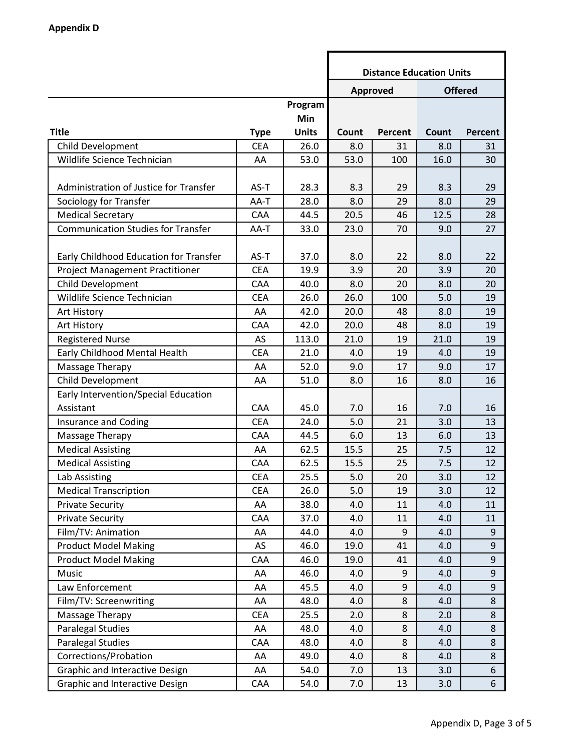**Appendix D**

| | | | Distance Education Units | | | |
|---|---|---|---|---|---|---|
| | | | Approved | | Offered | |
| Title | Type | Program Min Units | Count | Percent | Count | Percent |
| Child Development | CEA | 26.0 | 8.0 | 31 | 8.0 | 31 |
| Wildlife Science Technician | AA | 53.0 | 53.0 | 100 | 16.0 | 30 |
| Administration of Justice for Transfer | AS-T | 28.3 | 8.3 | 29 | 8.3 | 29 |
| Sociology for Transfer | AA-T | 28.0 | 8.0 | 29 | 8.0 | 29 |
| Medical Secretary | CAA | 44.5 | 20.5 | 46 | 12.5 | 28 |
| Communication Studies for Transfer | AA-T | 33.0 | 23.0 | 70 | 9.0 | 27 |
| Early Childhood Education for Transfer | AS-T | 37.0 | 8.0 | 22 | 8.0 | 22 |
| Project Management Practitioner | CEA | 19.9 | 3.9 | 20 | 3.9 | 20 |
| Child Development | CAA | 40.0 | 8.0 | 20 | 8.0 | 20 |
| Wildlife Science Technician | CEA | 26.0 | 26.0 | 100 | 5.0 | 19 |
| Art History | AA | 42.0 | 20.0 | 48 | 8.0 | 19 |
| Art History | CAA | 42.0 | 20.0 | 48 | 8.0 | 19 |
| Registered Nurse | AS | 113.0 | 21.0 | 19 | 21.0 | 19 |
| Early Childhood Mental Health | CEA | 21.0 | 4.0 | 19 | 4.0 | 19 |
| Massage Therapy | AA | 52.0 | 9.0 | 17 | 9.0 | 17 |
| Child Development | AA | 51.0 | 8.0 | 16 | 8.0 | 16 |
| Early Intervention/Special Education Assistant | CAA | 45.0 | 7.0 | 16 | 7.0 | 16 |
| Insurance and Coding | CEA | 24.0 | 5.0 | 21 | 3.0 | 13 |
| Massage Therapy | CAA | 44.5 | 6.0 | 13 | 6.0 | 13 |
| Medical Assisting | AA | 62.5 | 15.5 | 25 | 7.5 | 12 |
| Medical Assisting | CAA | 62.5 | 15.5 | 25 | 7.5 | 12 |
| Lab Assisting | CEA | 25.5 | 5.0 | 20 | 3.0 | 12 |
| Medical Transcription | CEA | 26.0 | 5.0 | 19 | 3.0 | 12 |
| Private Security | AA | 38.0 | 4.0 | 11 | 4.0 | 11 |
| Private Security | CAA | 37.0 | 4.0 | 11 | 4.0 | 11 |
| Film/TV: Animation | AA | 44.0 | 4.0 | 9 | 4.0 | 9 |
| Product Model Making | AS | 46.0 | 19.0 | 41 | 4.0 | 9 |
| Product Model Making | CAA | 46.0 | 19.0 | 41 | 4.0 | 9 |
| Music | AA | 46.0 | 4.0 | 9 | 4.0 | 9 |
| Law Enforcement | AA | 45.5 | 4.0 | 9 | 4.0 | 9 |
| Film/TV: Screenwriting | AA | 48.0 | 4.0 | 8 | 4.0 | 8 |
| Massage Therapy | CEA | 25.5 | 2.0 | 8 | 2.0 | 8 |
| Paralegal Studies | AA | 48.0 | 4.0 | 8 | 4.0 | 8 |
| Paralegal Studies | CAA | 48.0 | 4.0 | 8 | 4.0 | 8 |
| Corrections/Probation | AA | 49.0 | 4.0 | 8 | 4.0 | 8 |
| Graphic and Interactive Design | AA | 54.0 | 7.0 | 13 | 3.0 | 6 |
| Graphic and Interactive Design | CAA | 54.0 | 7.0 | 13 | 3.0 | 6 |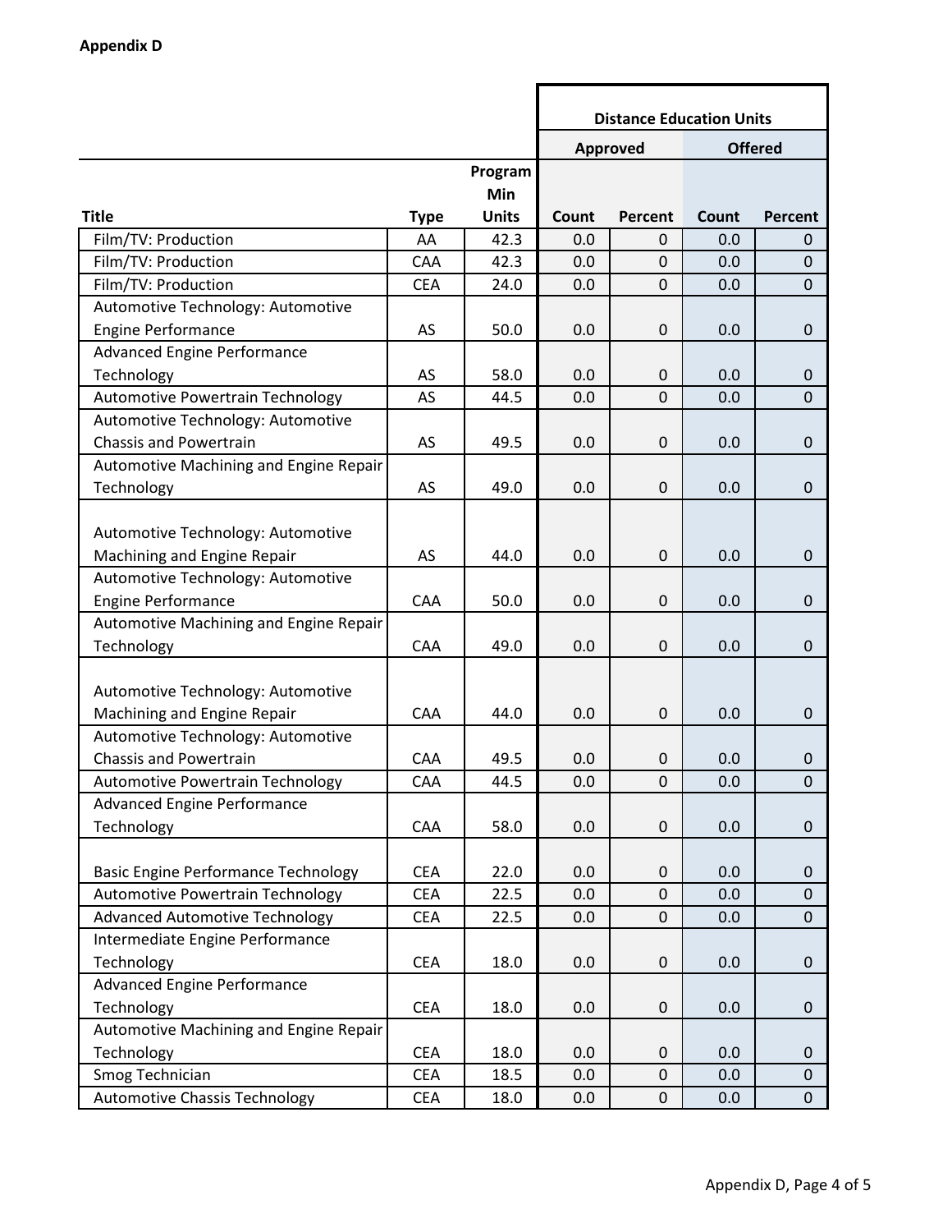**Appendix D**

| | | | Distance Education Units | | | |
|---|---|---|---|---|---|---|
| | | | Approved | | Offered | |
| Title | Type | Program Min Units | Count | Percent | Count | Percent |
| Film/TV: Production | AA | 42.3 | 0.0 | 0 | 0.0 | 0 |
| Film/TV: Production | CAA | 42.3 | 0.0 | 0 | 0.0 | 0 |
| Film/TV: Production | CEA | 24.0 | 0.0 | 0 | 0.0 | 0 |
| Automotive Technology: Automotive Engine Performance | AS | 50.0 | 0.0 | 0 | 0.0 | 0 |
| Advanced Engine Performance Technology | AS | 58.0 | 0.0 | 0 | 0.0 | 0 |
| Automotive Powertrain Technology | AS | 44.5 | 0.0 | 0 | 0.0 | 0 |
| Automotive Technology: Automotive Chassis and Powertrain | AS | 49.5 | 0.0 | 0 | 0.0 | 0 |
| Automotive Machining and Engine Repair Technology | AS | 49.0 | 0.0 | 0 | 0.0 | 0 |
| Automotive Technology: Automotive Machining and Engine Repair | AS | 44.0 | 0.0 | 0 | 0.0 | 0 |
| Automotive Technology: Automotive Engine Performance | CAA | 50.0 | 0.0 | 0 | 0.0 | 0 |
| Automotive Machining and Engine Repair Technology | CAA | 49.0 | 0.0 | 0 | 0.0 | 0 |
| Automotive Technology: Automotive Machining and Engine Repair | CAA | 44.0 | 0.0 | 0 | 0.0 | 0 |
| Automotive Technology: Automotive Chassis and Powertrain | CAA | 49.5 | 0.0 | 0 | 0.0 | 0 |
| Automotive Powertrain Technology | CAA | 44.5 | 0.0 | 0 | 0.0 | 0 |
| Advanced Engine Performance Technology | CAA | 58.0 | 0.0 | 0 | 0.0 | 0 |
| Basic Engine Performance Technology | CEA | 22.0 | 0.0 | 0 | 0.0 | 0 |
| Automotive Powertrain Technology | CEA | 22.5 | 0.0 | 0 | 0.0 | 0 |
| Advanced Automotive Technology | CEA | 22.5 | 0.0 | 0 | 0.0 | 0 |
| Intermediate Engine Performance Technology | CEA | 18.0 | 0.0 | 0 | 0.0 | 0 |
| Advanced Engine Performance Technology | CEA | 18.0 | 0.0 | 0 | 0.0 | 0 |
| Automotive Machining and Engine Repair Technology | CEA | 18.0 | 0.0 | 0 | 0.0 | 0 |
| Smog Technician | CEA | 18.5 | 0.0 | 0 | 0.0 | 0 |
| Automotive Chassis Technology | CEA | 18.0 | 0.0 | 0 | 0.0 | 0 |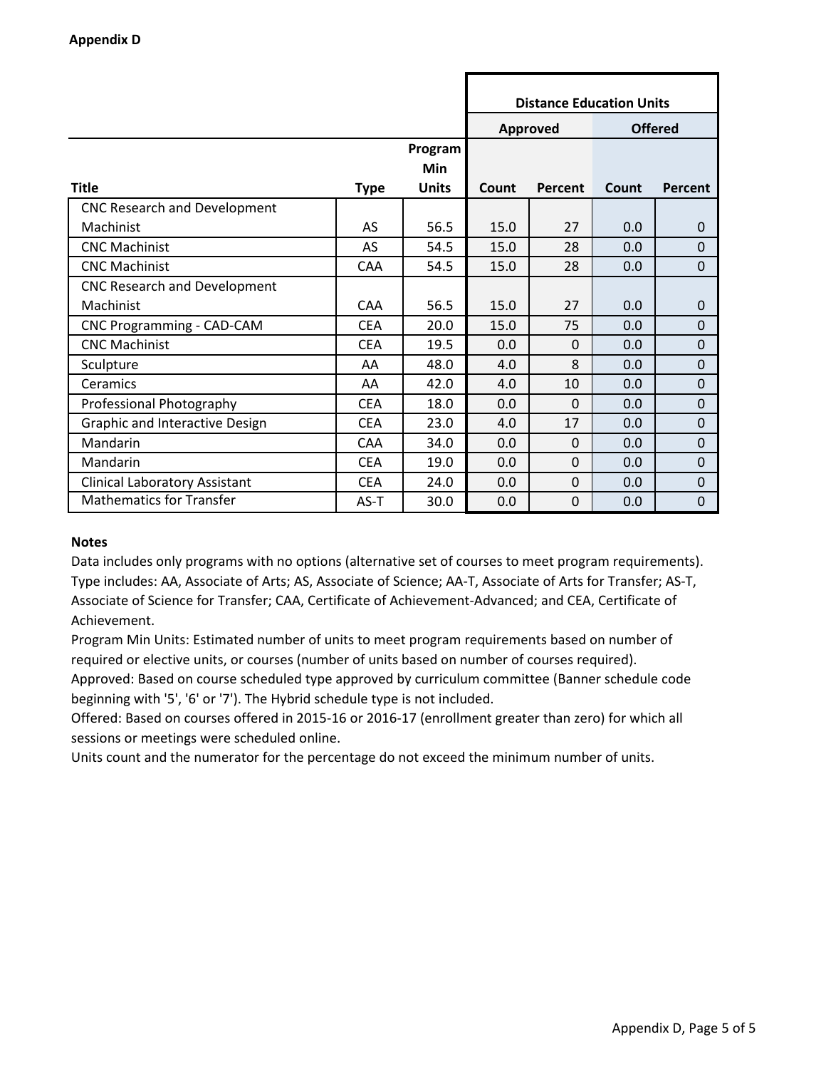**Appendix D**

| | | | Distance Education Units | | | |
|---|---|---|---|---|---|---|
| | | | Approved | | Offered | |
| Title | Type | Program Min Units | Count | Percent | Count | Percent |
| CNC Research and Development Machinist | AS | 56.5 | 15.0 | 27 | 0.0 | 0 |
| CNC Machinist | AS | 54.5 | 15.0 | 28 | 0.0 | 0 |
| CNC Machinist | CAA | 54.5 | 15.0 | 28 | 0.0 | 0 |
| CNC Research and Development Machinist | CAA | 56.5 | 15.0 | 27 | 0.0 | 0 |
| CNC Programming - CAD-CAM | CEA | 20.0 | 15.0 | 75 | 0.0 | 0 |
| CNC Machinist | CEA | 19.5 | 0.0 | 0 | 0.0 | 0 |
| Sculpture | AA | 48.0 | 4.0 | 8 | 0.0 | 0 |
| Ceramics | AA | 42.0 | 4.0 | 10 | 0.0 | 0 |
| Professional Photography | CEA | 18.0 | 0.0 | 0 | 0.0 | 0 |
| Graphic and Interactive Design | CEA | 23.0 | 4.0 | 17 | 0.0 | 0 |
| Mandarin | CAA | 34.0 | 0.0 | 0 | 0.0 | 0 |
| Mandarin | CEA | 19.0 | 0.0 | 0 | 0.0 | 0 |
| Clinical Laboratory Assistant | CEA | 24.0 | 0.0 | 0 | 0.0 | 0 |
| Mathematics for Transfer | AS-T | 30.0 | 0.0 | 0 | 0.0 | 0 |

**Notes**

Data includes only programs with no options (alternative set of courses to meet program requirements).
Type includes: AA, Associate of Arts; AS, Associate of Science; AA-T, Associate of Arts for Transfer; AS-T, Associate of Science for Transfer; CAA, Certificate of Achievement-Advanced; and CEA, Certificate of Achievement.
Program Min Units: Estimated number of units to meet program requirements based on number of required or elective units, or courses (number of units based on number of courses required).
Approved: Based on course scheduled type approved by curriculum committee (Banner schedule code beginning with '5', '6' or '7'). The Hybrid schedule type is not included.
Offered: Based on courses offered in 2015-16 or 2016-17 (enrollment greater than zero) for which all sessions or meetings were scheduled online.
Units count and the numerator for the percentage do not exceed the minimum number of units.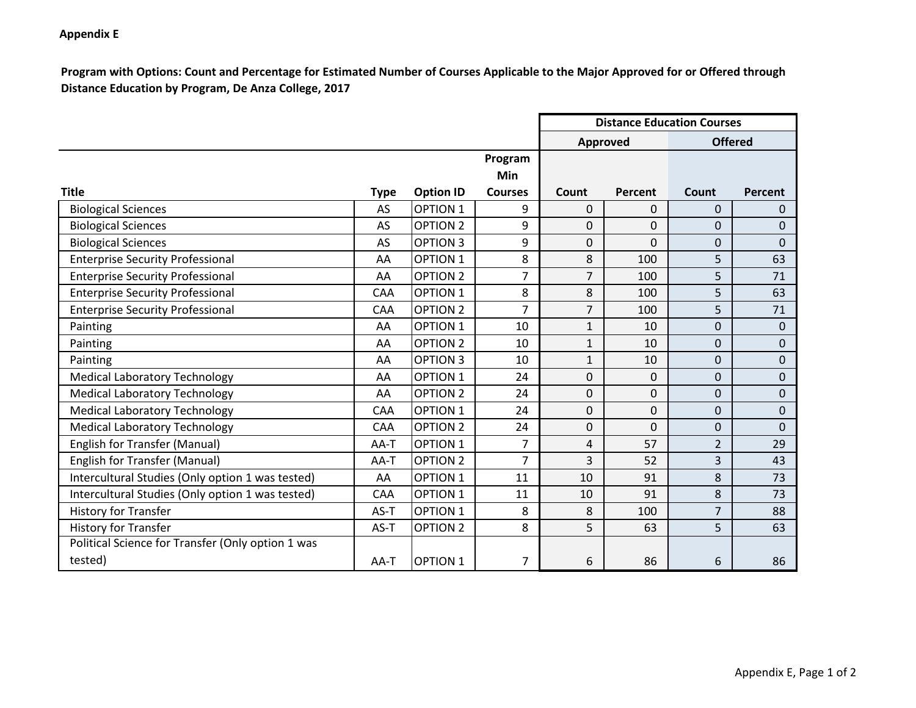**Appendix E**

**Program with Options: Count and Percentage for Estimated Number of Courses Applicable to the Major Approved for or Offered through Distance Education by Program, De Anza College, 2017**

| | | | | Distance Education Courses | | | |
|---|---|---|---|---|---|---|---|
| | | | | Approved | | Offered | |
| Title | Type | Option ID | Program Min Courses | Count | Percent | Count | Percent |
| Biological Sciences | AS | OPTION 1 | 9 | 0 | 0 | 0 | 0 |
| Biological Sciences | AS | OPTION 2 | 9 | 0 | 0 | 0 | 0 |
| Biological Sciences | AS | OPTION 3 | 9 | 0 | 0 | 0 | 0 |
| Enterprise Security Professional | AA | OPTION 1 | 8 | 8 | 100 | 5 | 63 |
| Enterprise Security Professional | AA | OPTION 2 | 7 | 7 | 100 | 5 | 71 |
| Enterprise Security Professional | CAA | OPTION 1 | 8 | 8 | 100 | 5 | 63 |
| Enterprise Security Professional | CAA | OPTION 2 | 7 | 7 | 100 | 5 | 71 |
| Painting | AA | OPTION 1 | 10 | 1 | 10 | 0 | 0 |
| Painting | AA | OPTION 2 | 10 | 1 | 10 | 0 | 0 |
| Painting | AA | OPTION 3 | 10 | 1 | 10 | 0 | 0 |
| Medical Laboratory Technology | AA | OPTION 1 | 24 | 0 | 0 | 0 | 0 |
| Medical Laboratory Technology | AA | OPTION 2 | 24 | 0 | 0 | 0 | 0 |
| Medical Laboratory Technology | CAA | OPTION 1 | 24 | 0 | 0 | 0 | 0 |
| Medical Laboratory Technology | CAA | OPTION 2 | 24 | 0 | 0 | 0 | 0 |
| English for Transfer (Manual) | AA-T | OPTION 1 | 7 | 4 | 57 | 2 | 29 |
| English for Transfer (Manual) | AA-T | OPTION 2 | 7 | 3 | 52 | 3 | 43 |
| Intercultural Studies (Only option 1 was tested) | AA | OPTION 1 | 11 | 10 | 91 | 8 | 73 |
| Intercultural Studies (Only option 1 was tested) | CAA | OPTION 1 | 11 | 10 | 91 | 8 | 73 |
| History for Transfer | AS-T | OPTION 1 | 8 | 8 | 100 | 7 | 88 |
| History for Transfer | AS-T | OPTION 2 | 8 | 5 | 63 | 5 | 63 |
| Political Science for Transfer (Only option 1 was tested) | AA-T | OPTION 1 | 7 | 6 | 86 | 6 | 86 |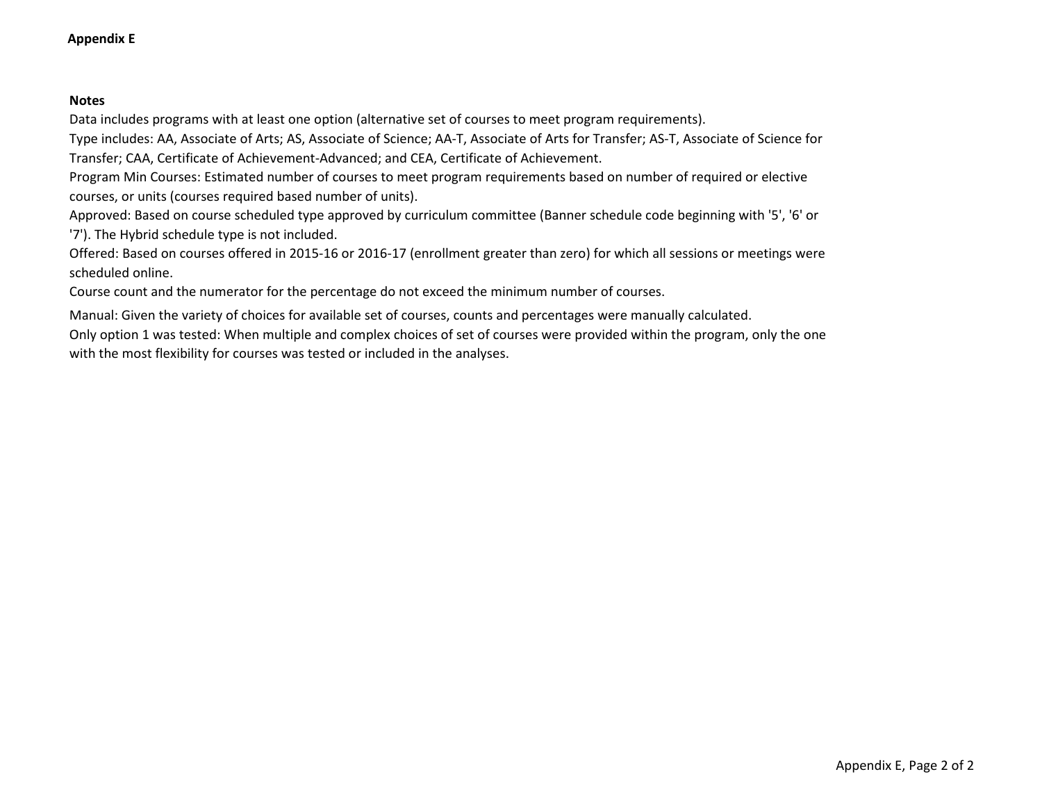**Appendix E**

**Notes**

Data includes programs with at least one option (alternative set of courses to meet program requirements).

Type includes: AA, Associate of Arts; AS, Associate of Science; AA-T, Associate of Arts for Transfer; AS-T, Associate of Science for Transfer; CAA, Certificate of Achievement-Advanced; and CEA, Certificate of Achievement.

Program Min Courses: Estimated number of courses to meet program requirements based on number of required or elective courses, or units (courses required based number of units).

Approved: Based on course scheduled type approved by curriculum committee (Banner schedule code beginning with '5', '6' or '7'). The Hybrid schedule type is not included.

Offered: Based on courses offered in 2015-16 or 2016-17 (enrollment greater than zero) for which all sessions or meetings were scheduled online.

Course count and the numerator for the percentage do not exceed the minimum number of courses.

Manual: Given the variety of choices for available set of courses, counts and percentages were manually calculated.

Only option 1 was tested: When multiple and complex choices of set of courses were provided within the program, only the one with the most flexibility for courses was tested or included in the analyses.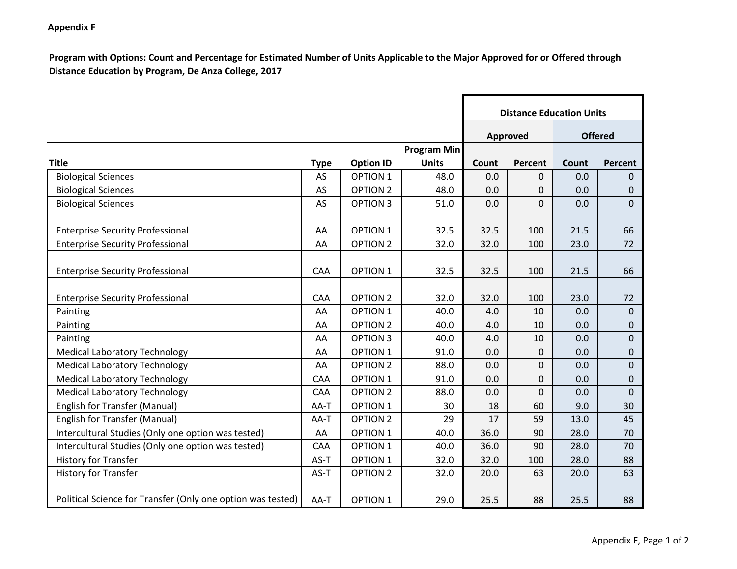**Appendix F**

**Program with Options: Count and Percentage for Estimated Number of Units Applicable to the Major Approved for or Offered through Distance Education by Program, De Anza College, 2017**

| | | | | Distance Education Units | | | |
|---|---|---|---|---|---|---|---|
| | | | | Approved | | Offered | |
| Title | Type | Option ID | Program Min Units | Count | Percent | Count | Percent |
| Biological Sciences | AS | OPTION 1 | 48.0 | 0.0 | 0 | 0.0 | 0 |
| Biological Sciences | AS | OPTION 2 | 48.0 | 0.0 | 0 | 0.0 | 0 |
| Biological Sciences | AS | OPTION 3 | 51.0 | 0.0 | 0 | 0.0 | 0 |
| Enterprise Security Professional | AA | OPTION 1 | 32.5 | 32.5 | 100 | 21.5 | 66 |
| Enterprise Security Professional | AA | OPTION 2 | 32.0 | 32.0 | 100 | 23.0 | 72 |
| Enterprise Security Professional | CAA | OPTION 1 | 32.5 | 32.5 | 100 | 21.5 | 66 |
| Enterprise Security Professional | CAA | OPTION 2 | 32.0 | 32.0 | 100 | 23.0 | 72 |
| Painting | AA | OPTION 1 | 40.0 | 4.0 | 10 | 0.0 | 0 |
| Painting | AA | OPTION 2 | 40.0 | 4.0 | 10 | 0.0 | 0 |
| Painting | AA | OPTION 3 | 40.0 | 4.0 | 10 | 0.0 | 0 |
| Medical Laboratory Technology | AA | OPTION 1 | 91.0 | 0.0 | 0 | 0.0 | 0 |
| Medical Laboratory Technology | AA | OPTION 2 | 88.0 | 0.0 | 0 | 0.0 | 0 |
| Medical Laboratory Technology | CAA | OPTION 1 | 91.0 | 0.0 | 0 | 0.0 | 0 |
| Medical Laboratory Technology | CAA | OPTION 2 | 88.0 | 0.0 | 0 | 0.0 | 0 |
| English for Transfer (Manual) | AA-T | OPTION 1 | 30 | 18 | 60 | 9.0 | 30 |
| English for Transfer (Manual) | AA-T | OPTION 2 | 29 | 17 | 59 | 13.0 | 45 |
| Intercultural Studies (Only one option was tested) | AA | OPTION 1 | 40.0 | 36.0 | 90 | 28.0 | 70 |
| Intercultural Studies (Only one option was tested) | CAA | OPTION 1 | 40.0 | 36.0 | 90 | 28.0 | 70 |
| History for Transfer | AS-T | OPTION 1 | 32.0 | 32.0 | 100 | 28.0 | 88 |
| History for Transfer | AS-T | OPTION 2 | 32.0 | 20.0 | 63 | 20.0 | 63 |
| Political Science for Transfer (Only one option was tested) | AA-T | OPTION 1 | 29.0 | 25.5 | 88 | 25.5 | 88 |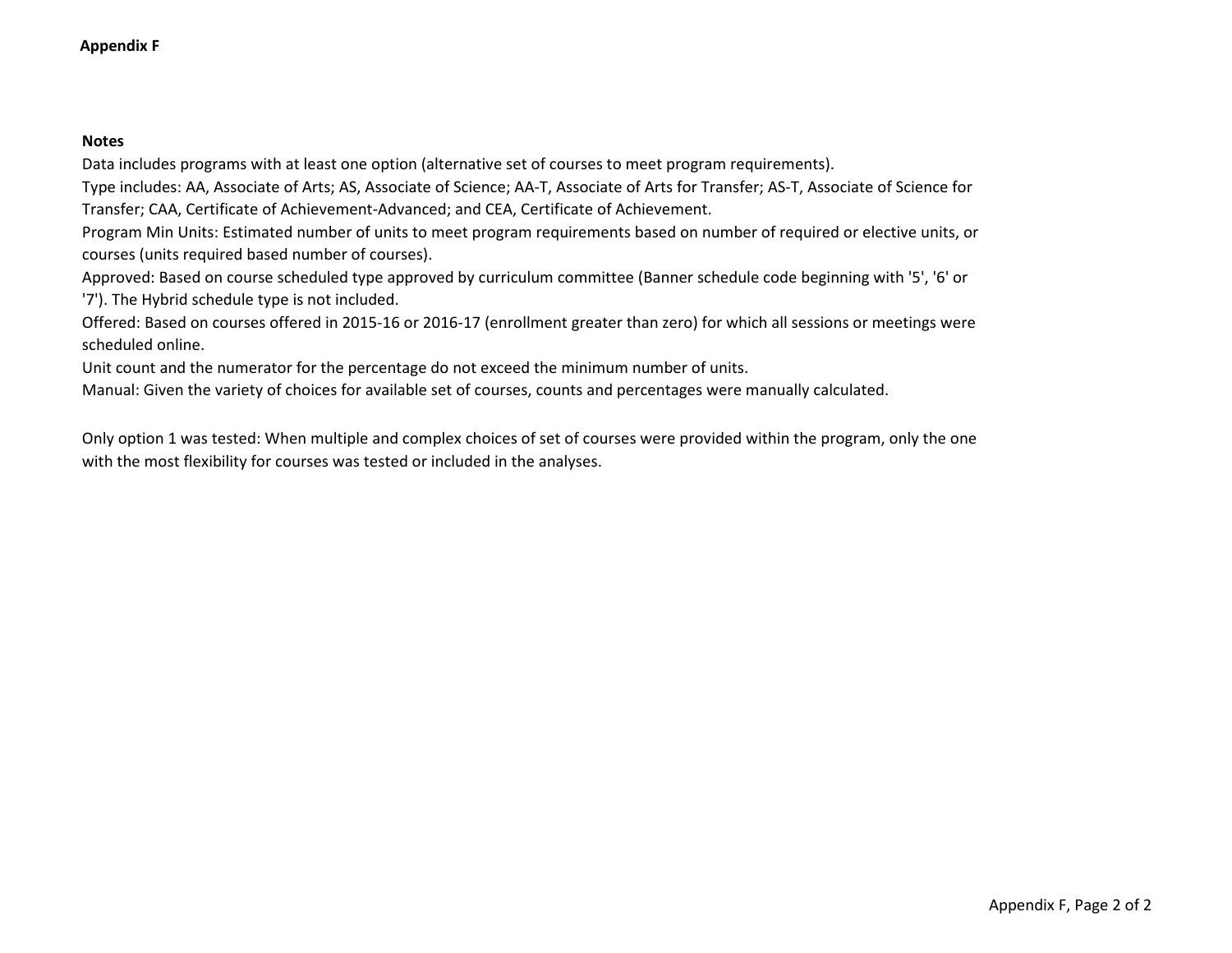**Appendix F**

**Notes**

Data includes programs with at least one option (alternative set of courses to meet program requirements).

Type includes: AA, Associate of Arts; AS, Associate of Science; AA-T, Associate of Arts for Transfer; AS-T, Associate of Science for Transfer; CAA, Certificate of Achievement-Advanced; and CEA, Certificate of Achievement.

Program Min Units: Estimated number of units to meet program requirements based on number of required or elective units, or courses (units required based number of courses).

Approved: Based on course scheduled type approved by curriculum committee (Banner schedule code beginning with '5', '6' or '7'). The Hybrid schedule type is not included.

Offered: Based on courses offered in 2015-16 or 2016-17 (enrollment greater than zero) for which all sessions or meetings were scheduled online.

Unit count and the numerator for the percentage do not exceed the minimum number of units.

Manual: Given the variety of choices for available set of courses, counts and percentages were manually calculated.

Only option 1 was tested: When multiple and complex choices of set of courses were provided within the program, only the one with the most flexibility for courses was tested or included in the analyses.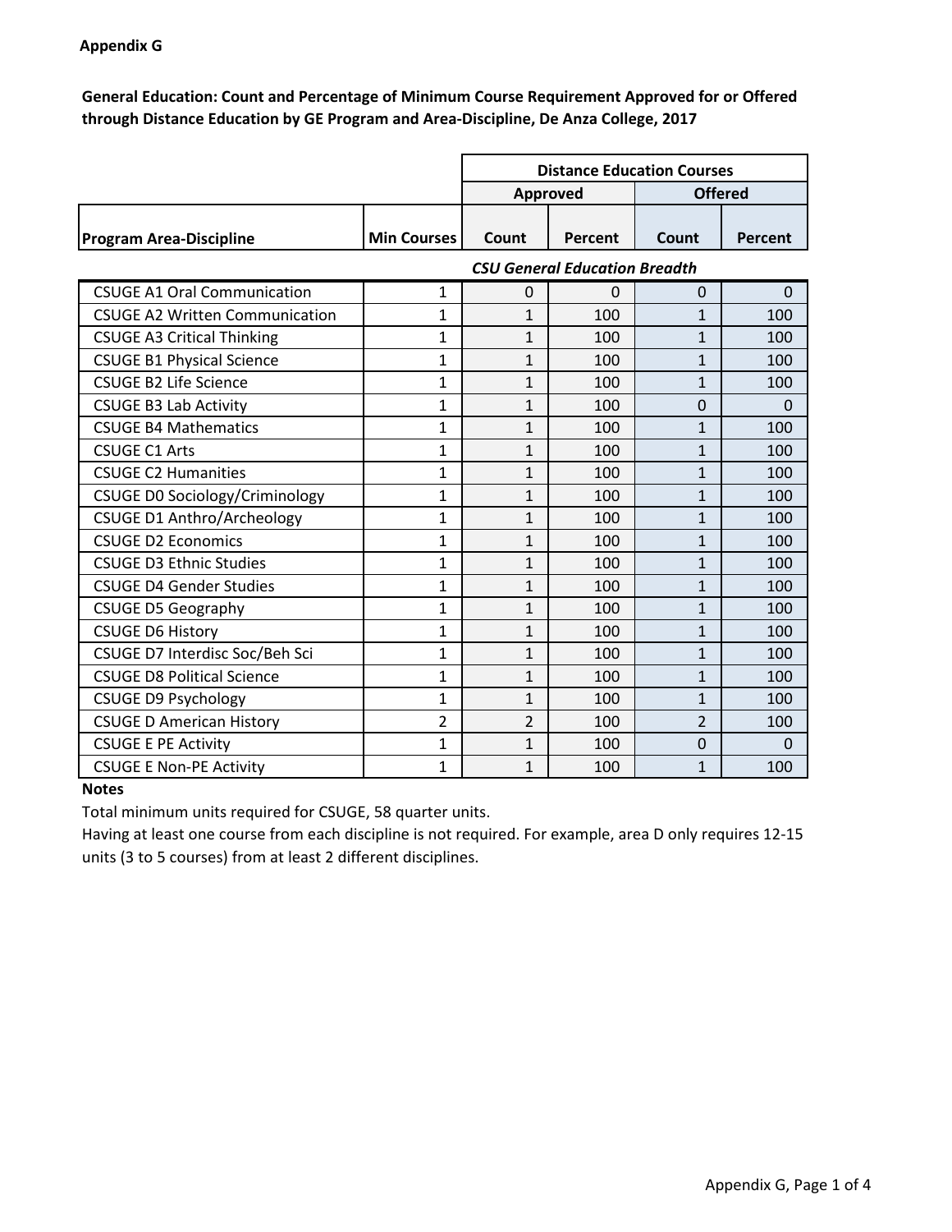**Appendix G**

**General Education: Count and Percentage of Minimum Course Requirement Approved for or Offered through Distance Education by GE Program and Area-Discipline, De Anza College, 2017**

| | | Distance Education Courses | | | |
|---|---|---|---|---|---|
| | | Approved | | Offered | |
| Program Area-Discipline | Min Courses | Count | Percent | Count | Percent |
| | | *CSU General Education Breadth* | | | |
| CSUGE A1 Oral Communication | 1 | 0 | 0 | 0 | 0 |
| CSUGE A2 Written Communication | 1 | 1 | 100 | 1 | 100 |
| CSUGE A3 Critical Thinking | 1 | 1 | 100 | 1 | 100 |
| CSUGE B1 Physical Science | 1 | 1 | 100 | 1 | 100 |
| CSUGE B2 Life Science | 1 | 1 | 100 | 1 | 100 |
| CSUGE B3 Lab Activity | 1 | 1 | 100 | 0 | 0 |
| CSUGE B4 Mathematics | 1 | 1 | 100 | 1 | 100 |
| CSUGE C1 Arts | 1 | 1 | 100 | 1 | 100 |
| CSUGE C2 Humanities | 1 | 1 | 100 | 1 | 100 |
| CSUGE D0 Sociology/Criminology | 1 | 1 | 100 | 1 | 100 |
| CSUGE D1 Anthro/Archeology | 1 | 1 | 100 | 1 | 100 |
| CSUGE D2 Economics | 1 | 1 | 100 | 1 | 100 |
| CSUGE D3 Ethnic Studies | 1 | 1 | 100 | 1 | 100 |
| CSUGE D4 Gender Studies | 1 | 1 | 100 | 1 | 100 |
| CSUGE D5 Geography | 1 | 1 | 100 | 1 | 100 |
| CSUGE D6 History | 1 | 1 | 100 | 1 | 100 |
| CSUGE D7 Interdisc Soc/Beh Sci | 1 | 1 | 100 | 1 | 100 |
| CSUGE D8 Political Science | 1 | 1 | 100 | 1 | 100 |
| CSUGE D9 Psychology | 1 | 1 | 100 | 1 | 100 |
| CSUGE D American History | 2 | 2 | 100 | 2 | 100 |
| CSUGE E PE Activity | 1 | 1 | 100 | 0 | 0 |
| CSUGE E Non-PE Activity | 1 | 1 | 100 | 1 | 100 |

**Notes**

Total minimum units required for CSUGE, 58 quarter units.

Having at least one course from each discipline is not required. For example, area D only requires 12-15 units (3 to 5 courses) from at least 2 different disciplines.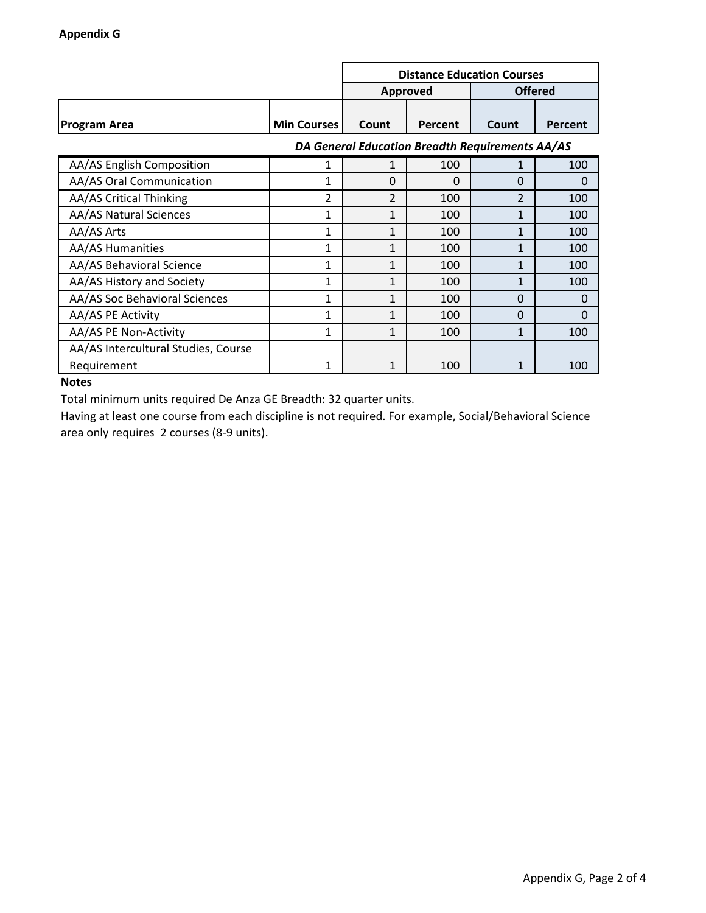**Appendix G**

| | | Distance Education Courses | | | |
|---|---|---|---|---|---|
| | | Approved | | Offered | |
| Program Area | Min Courses | Count | Percent | Count | Percent |
| | | *DA General Education Breadth Requirements AA/AS* | | | |
| AA/AS English Composition | 1 | 1 | 100 | 1 | 100 |
| AA/AS Oral Communication | 1 | 0 | 0 | 0 | 0 |
| AA/AS Critical Thinking | 2 | 2 | 100 | 2 | 100 |
| AA/AS Natural Sciences | 1 | 1 | 100 | 1 | 100 |
| AA/AS Arts | 1 | 1 | 100 | 1 | 100 |
| AA/AS Humanities | 1 | 1 | 100 | 1 | 100 |
| AA/AS Behavioral Science | 1 | 1 | 100 | 1 | 100 |
| AA/AS History and Society | 1 | 1 | 100 | 1 | 100 |
| AA/AS Soc Behavioral Sciences | 1 | 1 | 100 | 0 | 0 |
| AA/AS PE Activity | 1 | 1 | 100 | 0 | 0 |
| AA/AS PE Non-Activity | 1 | 1 | 100 | 1 | 100 |
| AA/AS Intercultural Studies, Course Requirement | 1 | 1 | 100 | 1 | 100 |

**Notes**

Total minimum units required De Anza GE Breadth: 32 quarter units.

Having at least one course from each discipline is not required. For example, Social/Behavioral Science area only requires 2 courses (8-9 units).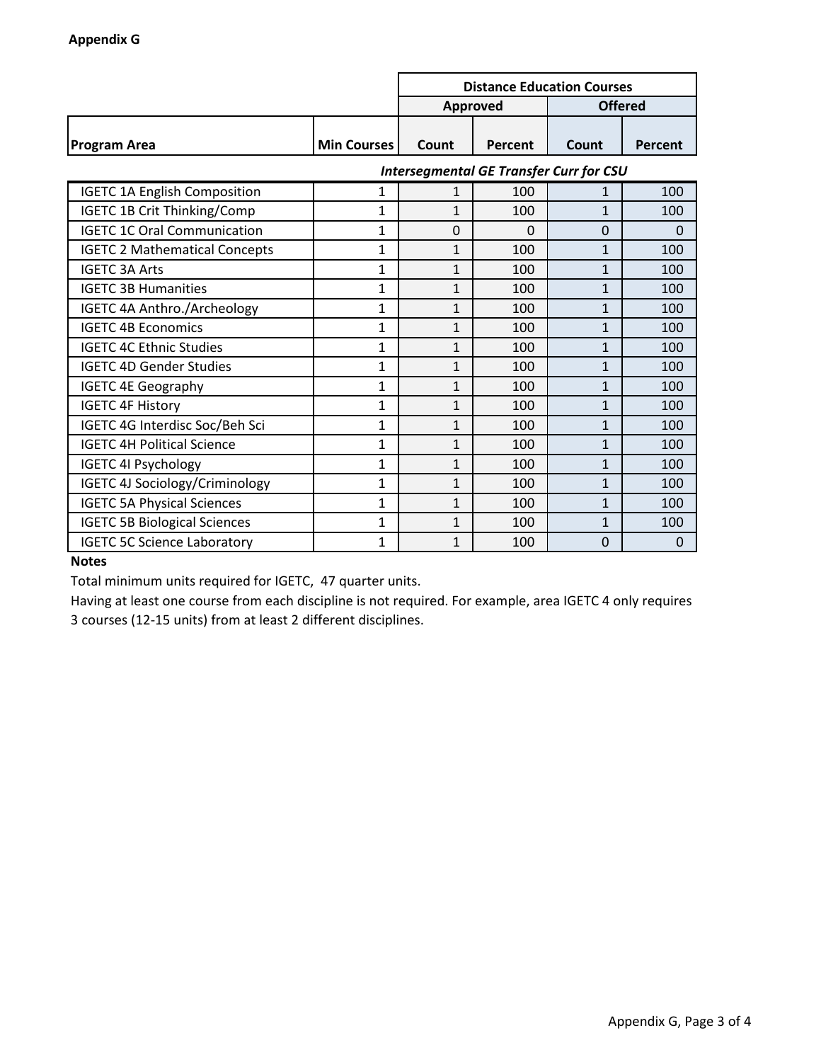**Appendix G**

| | | Distance Education Courses | | | |
|---|---|---|---|---|---|
| | | Approved | | Offered | |
| Program Area | Min Courses | Count | Percent | Count | Percent |
| | | *Intersegmental GE Transfer Curr for CSU* | | | |
| IGETC 1A English Composition | 1 | 1 | 100 | 1 | 100 |
| IGETC 1B Crit Thinking/Comp | 1 | 1 | 100 | 1 | 100 |
| IGETC 1C Oral Communication | 1 | 0 | 0 | 0 | 0 |
| IGETC 2 Mathematical Concepts | 1 | 1 | 100 | 1 | 100 |
| IGETC 3A Arts | 1 | 1 | 100 | 1 | 100 |
| IGETC 3B Humanities | 1 | 1 | 100 | 1 | 100 |
| IGETC 4A Anthro./Archeology | 1 | 1 | 100 | 1 | 100 |
| IGETC 4B Economics | 1 | 1 | 100 | 1 | 100 |
| IGETC 4C Ethnic Studies | 1 | 1 | 100 | 1 | 100 |
| IGETC 4D Gender Studies | 1 | 1 | 100 | 1 | 100 |
| IGETC 4E Geography | 1 | 1 | 100 | 1 | 100 |
| IGETC 4F History | 1 | 1 | 100 | 1 | 100 |
| IGETC 4G Interdisc Soc/Beh Sci | 1 | 1 | 100 | 1 | 100 |
| IGETC 4H Political Science | 1 | 1 | 100 | 1 | 100 |
| IGETC 4I Psychology | 1 | 1 | 100 | 1 | 100 |
| IGETC 4J Sociology/Criminology | 1 | 1 | 100 | 1 | 100 |
| IGETC 5A Physical Sciences | 1 | 1 | 100 | 1 | 100 |
| IGETC 5B Biological Sciences | 1 | 1 | 100 | 1 | 100 |
| IGETC 5C Science Laboratory | 1 | 1 | 100 | 0 | 0 |

**Notes**

Total minimum units required for IGETC, 47 quarter units.

Having at least one course from each discipline is not required. For example, area IGETC 4 only requires 3 courses (12-15 units) from at least 2 different disciplines.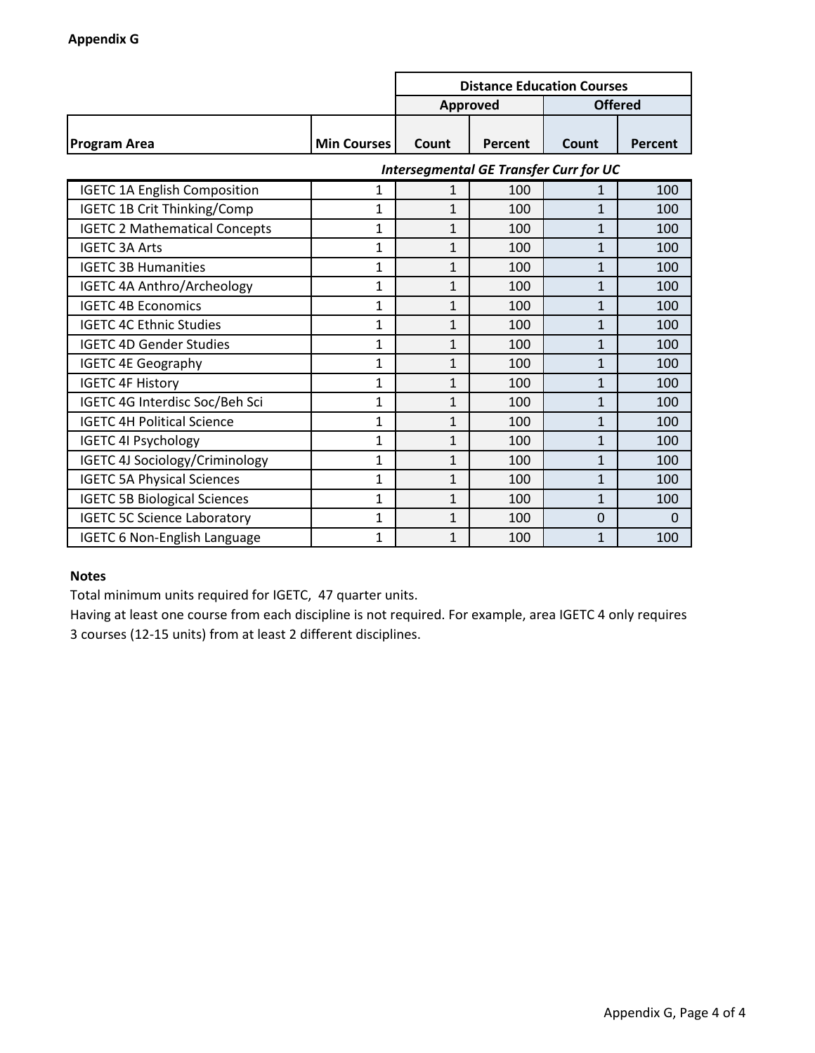**Appendix G**

| | | Distance Education Courses | | | |
|---|---|---|---|---|---|
| | | Approved | | Offered | |
| **Program Area** | **Min Courses** | **Count** | **Percent** | **Count** | **Percent** |
| | | *Intersegmental GE Transfer Curr for UC* | | | |
| IGETC 1A English Composition | 1 | 1 | 100 | 1 | 100 |
| IGETC 1B Crit Thinking/Comp | 1 | 1 | 100 | 1 | 100 |
| IGETC 2 Mathematical Concepts | 1 | 1 | 100 | 1 | 100 |
| IGETC 3A Arts | 1 | 1 | 100 | 1 | 100 |
| IGETC 3B Humanities | 1 | 1 | 100 | 1 | 100 |
| IGETC 4A Anthro/Archeology | 1 | 1 | 100 | 1 | 100 |
| IGETC 4B Economics | 1 | 1 | 100 | 1 | 100 |
| IGETC 4C Ethnic Studies | 1 | 1 | 100 | 1 | 100 |
| IGETC 4D Gender Studies | 1 | 1 | 100 | 1 | 100 |
| IGETC 4E Geography | 1 | 1 | 100 | 1 | 100 |
| IGETC 4F History | 1 | 1 | 100 | 1 | 100 |
| IGETC 4G Interdisc Soc/Beh Sci | 1 | 1 | 100 | 1 | 100 |
| IGETC 4H Political Science | 1 | 1 | 100 | 1 | 100 |
| IGETC 4I Psychology | 1 | 1 | 100 | 1 | 100 |
| IGETC 4J Sociology/Criminology | 1 | 1 | 100 | 1 | 100 |
| IGETC 5A Physical Sciences | 1 | 1 | 100 | 1 | 100 |
| IGETC 5B Biological Sciences | 1 | 1 | 100 | 1 | 100 |
| IGETC 5C Science Laboratory | 1 | 1 | 100 | 0 | 0 |
| IGETC 6 Non-English Language | 1 | 1 | 100 | 1 | 100 |

**Notes**

Total minimum units required for IGETC, 47 quarter units.

Having at least one course from each discipline is not required. For example, area IGETC 4 only requires 3 courses (12-15 units) from at least 2 different disciplines.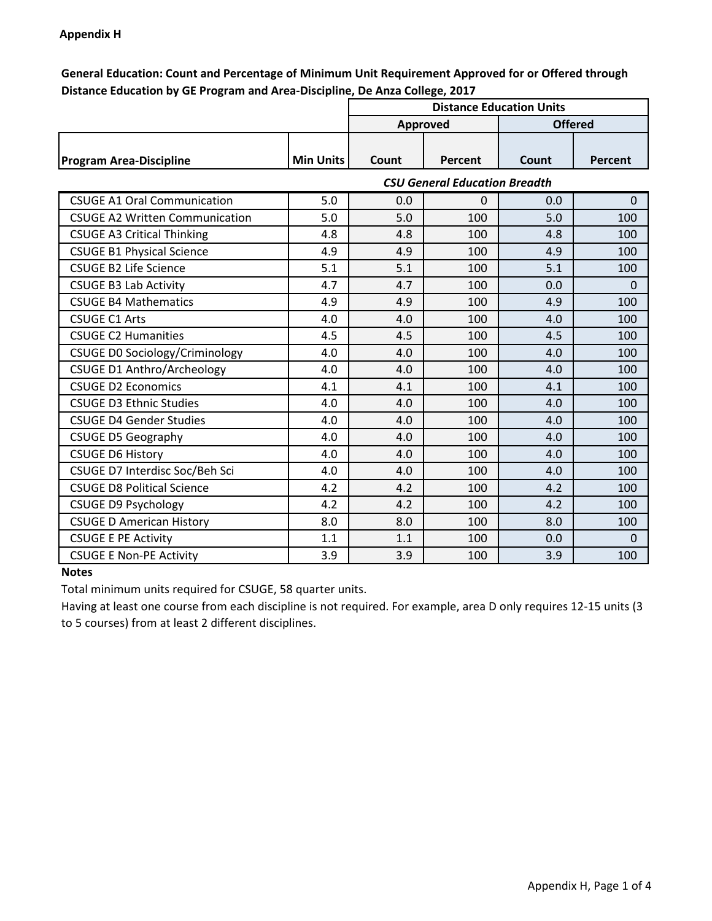**Appendix H**

**General Education: Count and Percentage of Minimum Unit Requirement Approved for or Offered through Distance Education by GE Program and Area-Discipline, De Anza College, 2017**

| | | Distance Education Units | | | |
|---|---|---|---|---|---|
| | | Approved | | Offered | |
| Program Area-Discipline | Min Units | Count | Percent | Count | Percent |
| | | ***CSU General Education Breadth*** | | | |
| CSUGE A1 Oral Communication | 5.0 | 0.0 | 0 | 0.0 | 0 |
| CSUGE A2 Written Communication | 5.0 | 5.0 | 100 | 5.0 | 100 |
| CSUGE A3 Critical Thinking | 4.8 | 4.8 | 100 | 4.8 | 100 |
| CSUGE B1 Physical Science | 4.9 | 4.9 | 100 | 4.9 | 100 |
| CSUGE B2 Life Science | 5.1 | 5.1 | 100 | 5.1 | 100 |
| CSUGE B3 Lab Activity | 4.7 | 4.7 | 100 | 0.0 | 0 |
| CSUGE B4 Mathematics | 4.9 | 4.9 | 100 | 4.9 | 100 |
| CSUGE C1 Arts | 4.0 | 4.0 | 100 | 4.0 | 100 |
| CSUGE C2 Humanities | 4.5 | 4.5 | 100 | 4.5 | 100 |
| CSUGE D0 Sociology/Criminology | 4.0 | 4.0 | 100 | 4.0 | 100 |
| CSUGE D1 Anthro/Archeology | 4.0 | 4.0 | 100 | 4.0 | 100 |
| CSUGE D2 Economics | 4.1 | 4.1 | 100 | 4.1 | 100 |
| CSUGE D3 Ethnic Studies | 4.0 | 4.0 | 100 | 4.0 | 100 |
| CSUGE D4 Gender Studies | 4.0 | 4.0 | 100 | 4.0 | 100 |
| CSUGE D5 Geography | 4.0 | 4.0 | 100 | 4.0 | 100 |
| CSUGE D6 History | 4.0 | 4.0 | 100 | 4.0 | 100 |
| CSUGE D7 Interdisc Soc/Beh Sci | 4.0 | 4.0 | 100 | 4.0 | 100 |
| CSUGE D8 Political Science | 4.2 | 4.2 | 100 | 4.2 | 100 |
| CSUGE D9 Psychology | 4.2 | 4.2 | 100 | 4.2 | 100 |
| CSUGE D American History | 8.0 | 8.0 | 100 | 8.0 | 100 |
| CSUGE E PE Activity | 1.1 | 1.1 | 100 | 0.0 | 0 |
| CSUGE E Non-PE Activity | 3.9 | 3.9 | 100 | 3.9 | 100 |

**Notes**

Total minimum units required for CSUGE, 58 quarter units.

Having at least one course from each discipline is not required. For example, area D only requires 12-15 units (3 to 5 courses) from at least 2 different disciplines.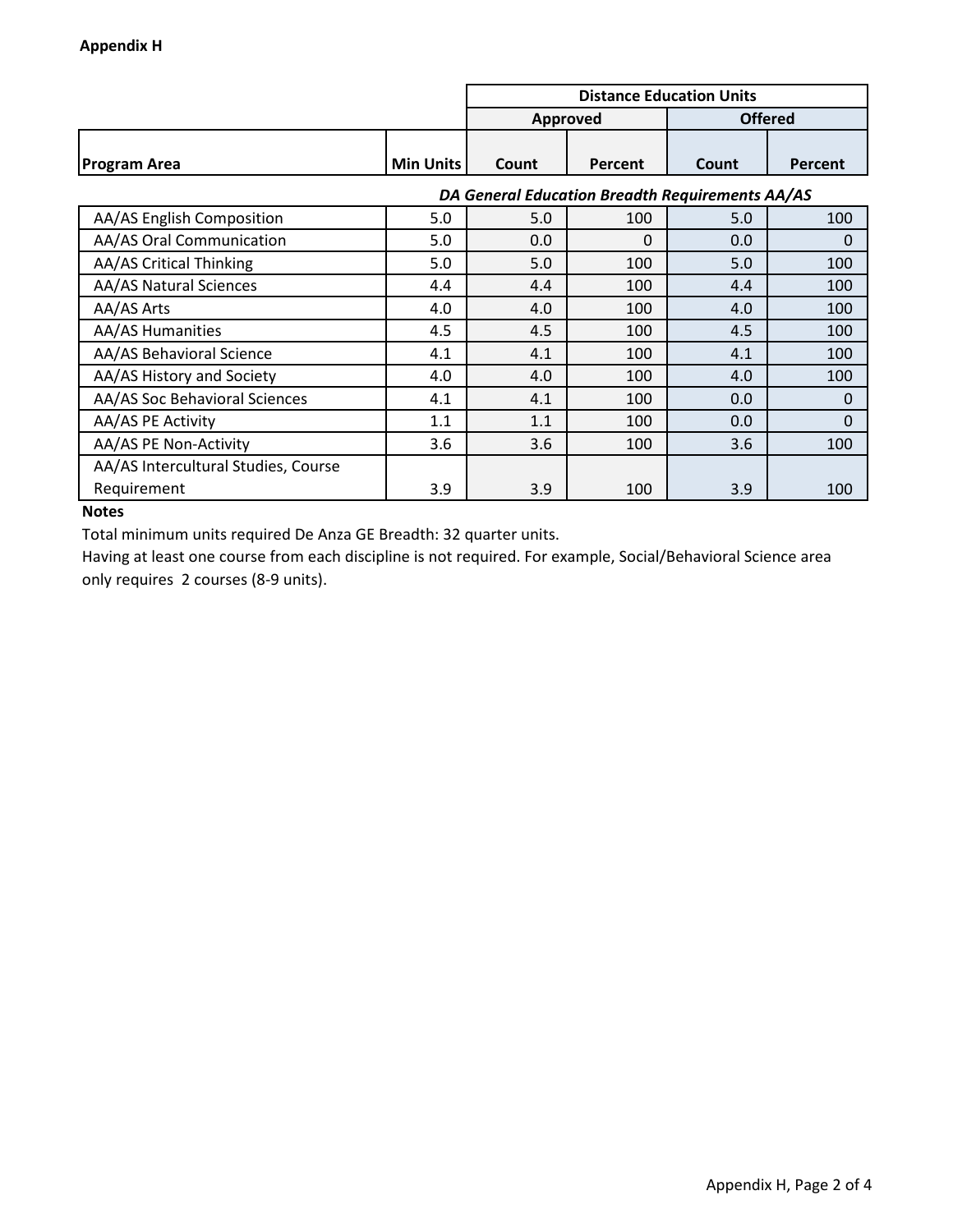**Appendix H**

| Program Area | Min Units | Distance Education Units | | | |
|---|---|---|---|---|---|
| | | Approved | | Offered | |
| | | Count | Percent | Count | Percent |
| | | ***DA General Education Breadth Requirements AA/AS*** | | | |
| AA/AS English Composition | 5.0 | 5.0 | 100 | 5.0 | 100 |
| AA/AS Oral Communication | 5.0 | 0.0 | 0 | 0.0 | 0 |
| AA/AS Critical Thinking | 5.0 | 5.0 | 100 | 5.0 | 100 |
| AA/AS Natural Sciences | 4.4 | 4.4 | 100 | 4.4 | 100 |
| AA/AS Arts | 4.0 | 4.0 | 100 | 4.0 | 100 |
| AA/AS Humanities | 4.5 | 4.5 | 100 | 4.5 | 100 |
| AA/AS Behavioral Science | 4.1 | 4.1 | 100 | 4.1 | 100 |
| AA/AS History and Society | 4.0 | 4.0 | 100 | 4.0 | 100 |
| AA/AS Soc Behavioral Sciences | 4.1 | 4.1 | 100 | 0.0 | 0 |
| AA/AS PE Activity | 1.1 | 1.1 | 100 | 0.0 | 0 |
| AA/AS PE Non-Activity | 3.6 | 3.6 | 100 | 3.6 | 100 |
| AA/AS Intercultural Studies, Course Requirement | 3.9 | 3.9 | 100 | 3.9 | 100 |

**Notes**

Total minimum units required De Anza GE Breadth: 32 quarter units.

Having at least one course from each discipline is not required. For example, Social/Behavioral Science area only requires 2 courses (8-9 units).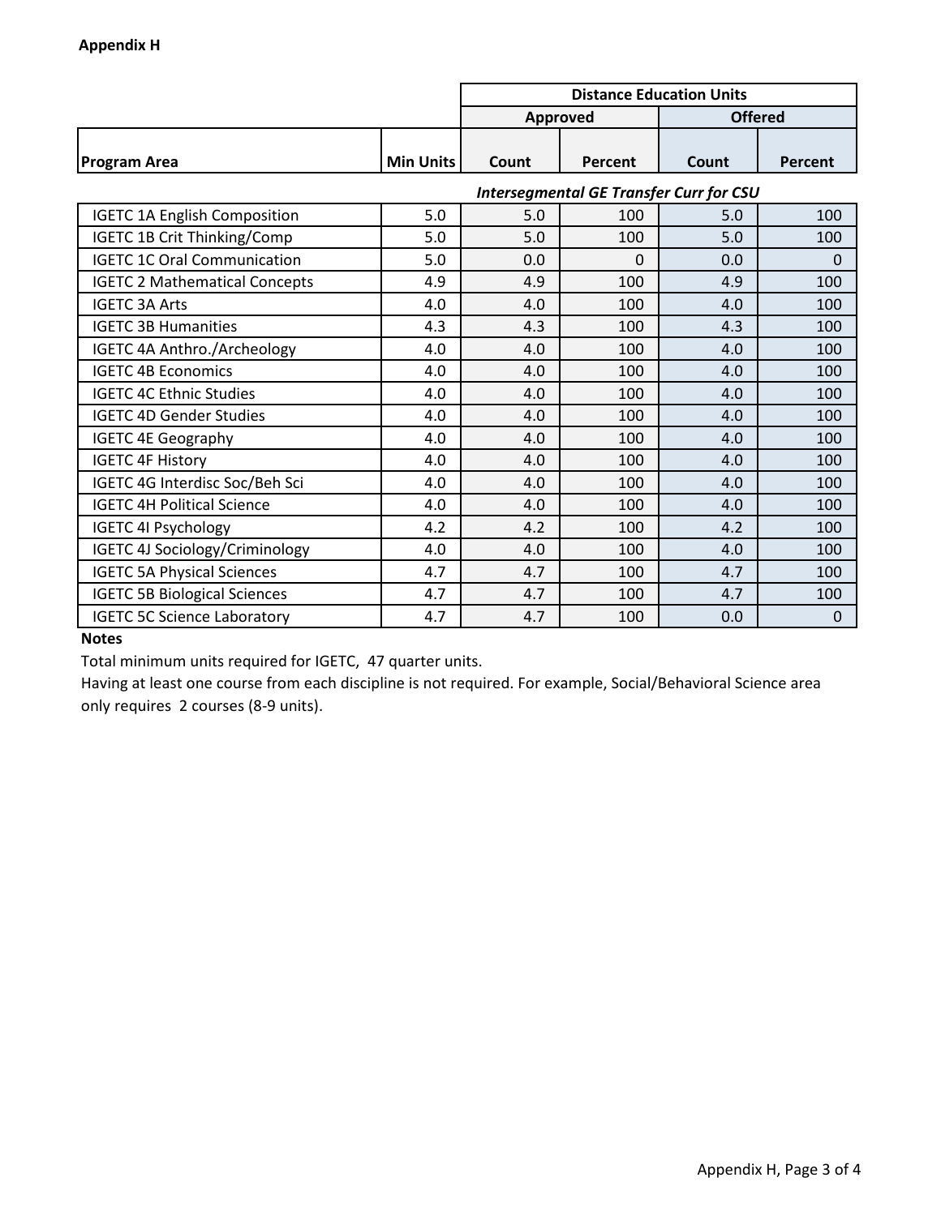**Appendix H**

| | | Distance Education Units | | | |
|---|---|---|---|---|---|
| | | Approved | | Offered | |
| **Program Area** | **Min Units** | **Count** | **Percent** | **Count** | **Percent** |
| | | ***Intersegmental GE Transfer Curr for CSU*** | | | |
| IGETC 1A English Composition | 5.0 | 5.0 | 100 | 5.0 | 100 |
| IGETC 1B Crit Thinking/Comp | 5.0 | 5.0 | 100 | 5.0 | 100 |
| IGETC 1C Oral Communication | 5.0 | 0.0 | 0 | 0.0 | 0 |
| IGETC 2 Mathematical Concepts | 4.9 | 4.9 | 100 | 4.9 | 100 |
| IGETC 3A Arts | 4.0 | 4.0 | 100 | 4.0 | 100 |
| IGETC 3B Humanities | 4.3 | 4.3 | 100 | 4.3 | 100 |
| IGETC 4A Anthro./Archeology | 4.0 | 4.0 | 100 | 4.0 | 100 |
| IGETC 4B Economics | 4.0 | 4.0 | 100 | 4.0 | 100 |
| IGETC 4C Ethnic Studies | 4.0 | 4.0 | 100 | 4.0 | 100 |
| IGETC 4D Gender Studies | 4.0 | 4.0 | 100 | 4.0 | 100 |
| IGETC 4E Geography | 4.0 | 4.0 | 100 | 4.0 | 100 |
| IGETC 4F History | 4.0 | 4.0 | 100 | 4.0 | 100 |
| IGETC 4G Interdisc Soc/Beh Sci | 4.0 | 4.0 | 100 | 4.0 | 100 |
| IGETC 4H Political Science | 4.0 | 4.0 | 100 | 4.0 | 100 |
| IGETC 4I Psychology | 4.2 | 4.2 | 100 | 4.2 | 100 |
| IGETC 4J Sociology/Criminology | 4.0 | 4.0 | 100 | 4.0 | 100 |
| IGETC 5A Physical Sciences | 4.7 | 4.7 | 100 | 4.7 | 100 |
| IGETC 5B Biological Sciences | 4.7 | 4.7 | 100 | 4.7 | 100 |
| IGETC 5C Science Laboratory | 4.7 | 4.7 | 100 | 0.0 | 0 |

**Notes**

Total minimum units required for IGETC, 47 quarter units.

Having at least one course from each discipline is not required. For example, Social/Behavioral Science area only requires 2 courses (8-9 units).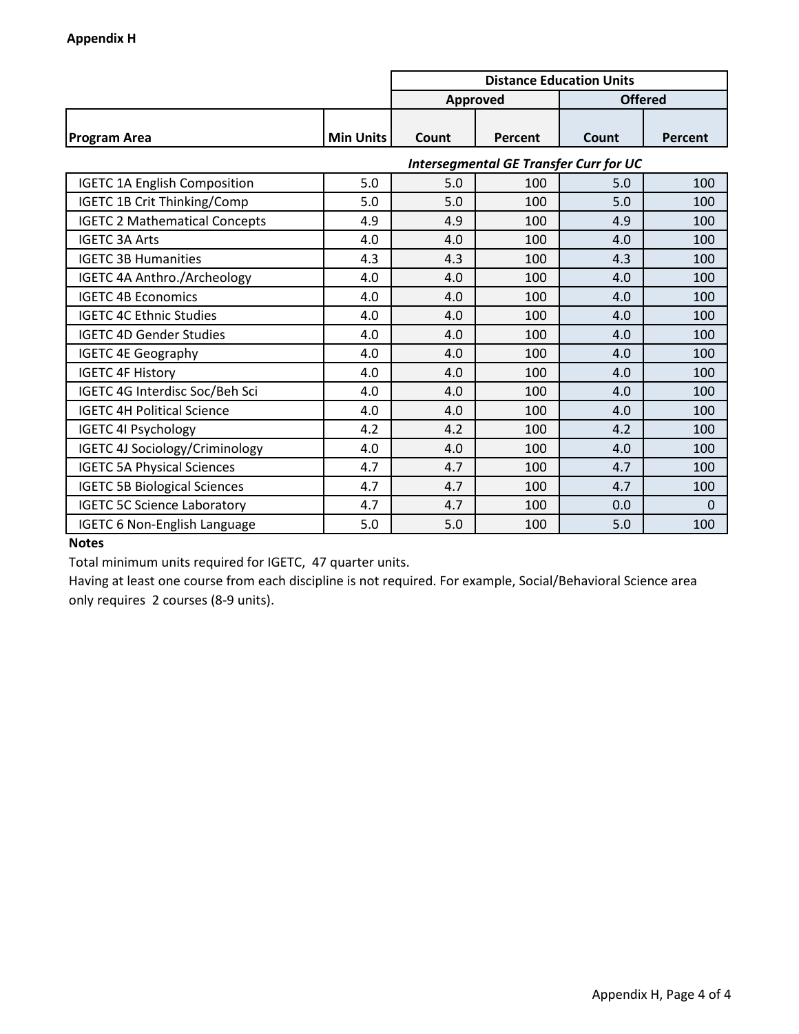**Appendix H**

| | | Distance Education Units | | | |
|---|---|---|---|---|---|
| | | Approved | | Offered | |
| Program Area | Min Units | Count | Percent | Count | Percent |
| | | *Intersegmental GE Transfer Curr for UC* | | | |
| IGETC 1A English Composition | 5.0 | 5.0 | 100 | 5.0 | 100 |
| IGETC 1B Crit Thinking/Comp | 5.0 | 5.0 | 100 | 5.0 | 100 |
| IGETC 2 Mathematical Concepts | 4.9 | 4.9 | 100 | 4.9 | 100 |
| IGETC 3A Arts | 4.0 | 4.0 | 100 | 4.0 | 100 |
| IGETC 3B Humanities | 4.3 | 4.3 | 100 | 4.3 | 100 |
| IGETC 4A Anthro./Archeology | 4.0 | 4.0 | 100 | 4.0 | 100 |
| IGETC 4B Economics | 4.0 | 4.0 | 100 | 4.0 | 100 |
| IGETC 4C Ethnic Studies | 4.0 | 4.0 | 100 | 4.0 | 100 |
| IGETC 4D Gender Studies | 4.0 | 4.0 | 100 | 4.0 | 100 |
| IGETC 4E Geography | 4.0 | 4.0 | 100 | 4.0 | 100 |
| IGETC 4F History | 4.0 | 4.0 | 100 | 4.0 | 100 |
| IGETC 4G Interdisc Soc/Beh Sci | 4.0 | 4.0 | 100 | 4.0 | 100 |
| IGETC 4H Political Science | 4.0 | 4.0 | 100 | 4.0 | 100 |
| IGETC 4I Psychology | 4.2 | 4.2 | 100 | 4.2 | 100 |
| IGETC 4J Sociology/Criminology | 4.0 | 4.0 | 100 | 4.0 | 100 |
| IGETC 5A Physical Sciences | 4.7 | 4.7 | 100 | 4.7 | 100 |
| IGETC 5B Biological Sciences | 4.7 | 4.7 | 100 | 4.7 | 100 |
| IGETC 5C Science Laboratory | 4.7 | 4.7 | 100 | 0.0 | 0 |
| IGETC 6 Non-English Language | 5.0 | 5.0 | 100 | 5.0 | 100 |

**Notes**

Total minimum units required for IGETC, 47 quarter units.

Having at least one course from each discipline is not required. For example, Social/Behavioral Science area only requires 2 courses (8-9 units).